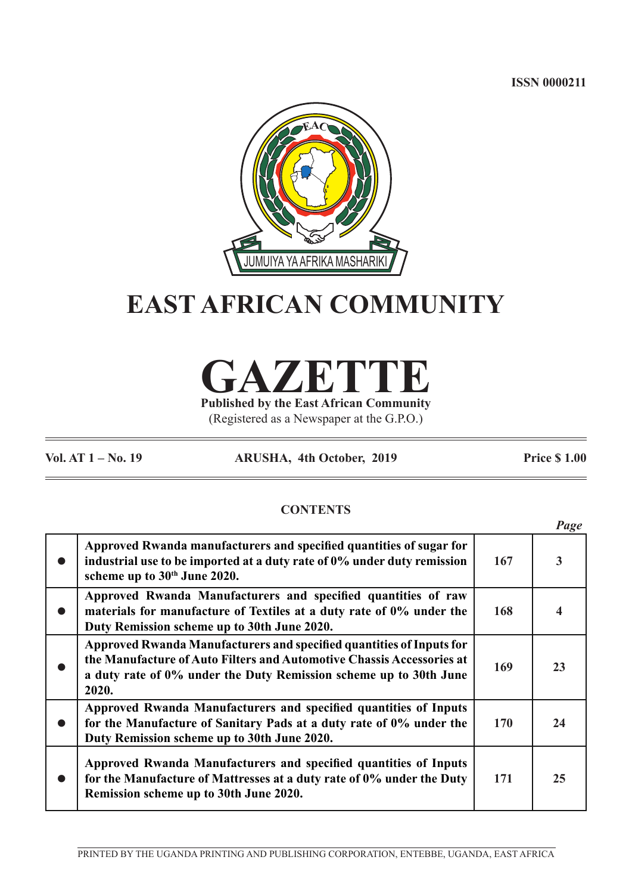ISSN 0000211

JUMUIYA YA AFRIKA MASHARIKI

# EAST AFRICAN COMMUNITY

# GAZETTE

**Published by the East African Community**

(Registered as a Newspaper at the G.P.O.)

**Vol. AT 1 – No. 19** **ARUSHA, 4th October, 2019** **Price $ 1.00**

## CONTENTS

| | | | *Page* |
|---|---|---|---|
| ● | **Approved Rwanda manufacturers and specified quantities of sugar for industrial use to be imported at a duty rate of 0% under duty remission scheme up to 30th June 2020.** | **167** | **3** |
| ● | **Approved Rwanda Manufacturers and specified quantities of raw materials for manufacture of Textiles at a duty rate of 0% under the Duty Remission scheme up to 30th June 2020.** | **168** | **4** |
| ● | **Approved Rwanda Manufacturers and specified quantities of Inputs for the Manufacture of Auto Filters and Automotive Chassis Accessories at a duty rate of 0% under the Duty Remission scheme up to 30th June 2020.** | **169** | **23** |
| ● | **Approved Rwanda Manufacturers and specified quantities of Inputs for the Manufacture of Sanitary Pads at a duty rate of 0% under the Duty Remission scheme up to 30th June 2020.** | **170** | **24** |
| ● | **Approved Rwanda Manufacturers and specified quantities of Inputs for the Manufacture of Mattresses at a duty rate of 0% under the Duty Remission scheme up to 30th June 2020.** | **171** | **25** |

PRINTED BY THE UGANDA PRINTING AND PUBLISHING CORPORATION, ENTEBBE, UGANDA, EAST AFRICA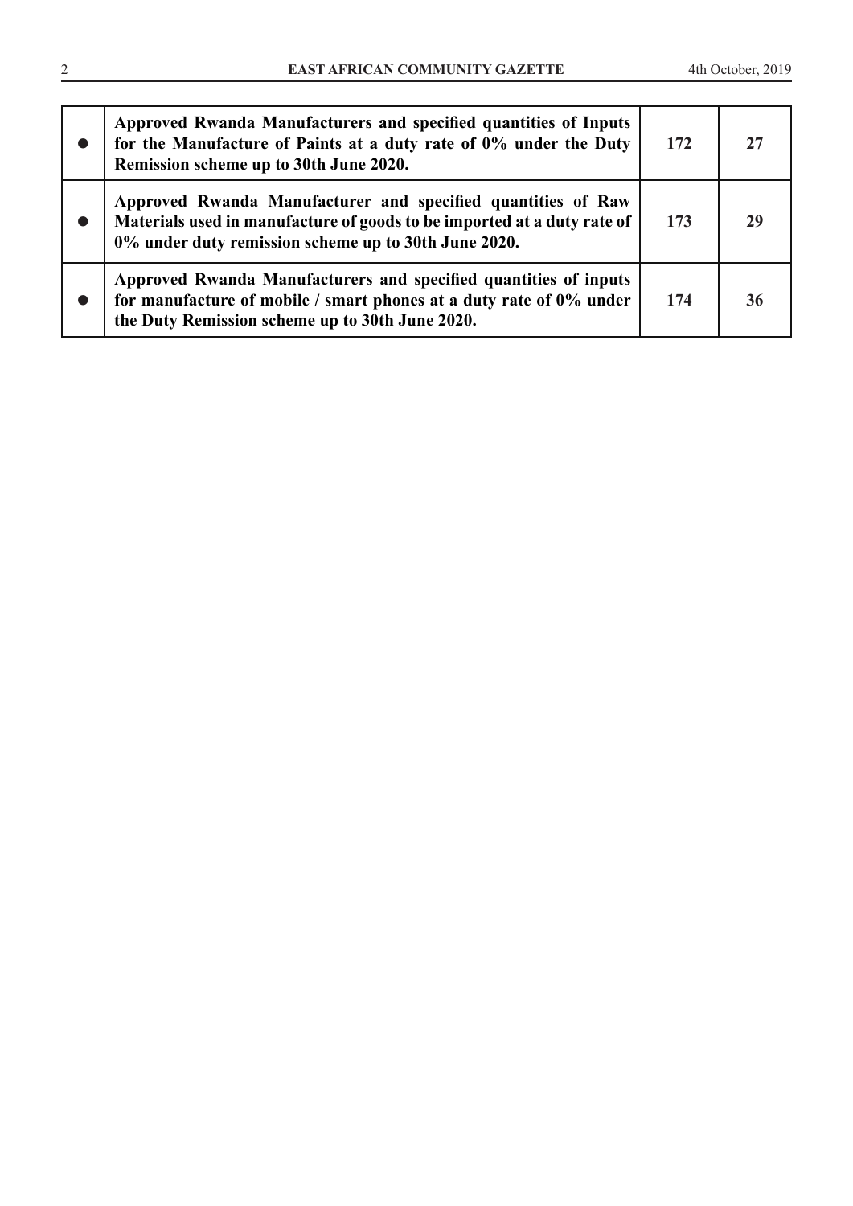| | | | |
|---|---|---|---|
| ● | **Approved Rwanda Manufacturers and specified quantities of Inputs for the Manufacture of Paints at a duty rate of 0% under the Duty Remission scheme up to 30th June 2020.** | **172** | **27** |
| ● | **Approved Rwanda Manufacturer and specified quantities of Raw Materials used in manufacture of goods to be imported at a duty rate of 0% under duty remission scheme up to 30th June 2020.** | **173** | **29** |
| ● | **Approved Rwanda Manufacturers and specified quantities of inputs for manufacture of mobile / smart phones at a duty rate of 0% under the Duty Remission scheme up to 30th June 2020.** | **174** | **36** |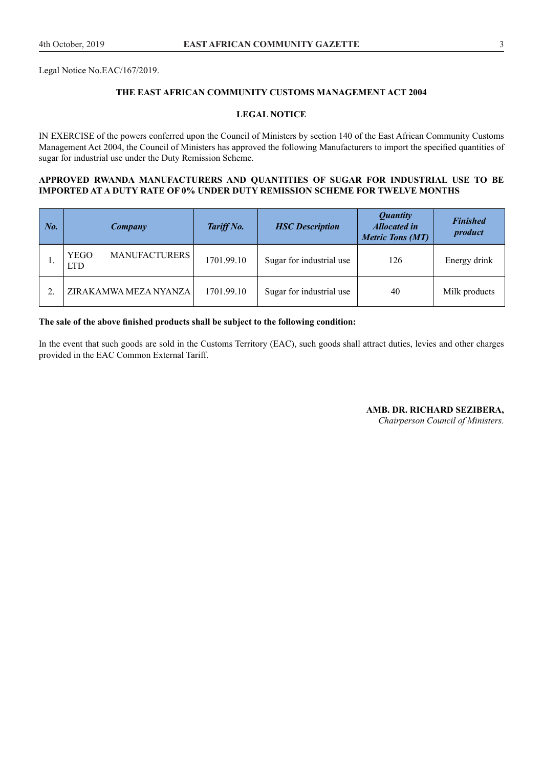Legal Notice No.EAC/167/2019.

**THE EAST AFRICAN COMMUNITY CUSTOMS MANAGEMENT ACT 2004**

**LEGAL NOTICE**

IN EXERCISE of the powers conferred upon the Council of Ministers by section 140 of the East African Community Customs Management Act 2004, the Council of Ministers has approved the following Manufacturers to import the specified quantities of sugar for industrial use under the Duty Remission Scheme.

**APPROVED RWANDA MANUFACTURERS AND QUANTITIES OF SUGAR FOR INDUSTRIAL USE TO BE IMPORTED AT A DUTY RATE OF 0% UNDER DUTY REMISSION SCHEME FOR TWELVE MONTHS**

| ***No.*** | ***Company*** | ***Tariff No.*** | ***HSC Description*** | ***Quantity Allocated in Metric Tons (MT)*** | ***Finished product*** |
|---|---|---|---|---|---|
| 1. | YEGO MANUFACTURERS LTD | 1701.99.10 | Sugar for industrial use | 126 | Energy drink |
| 2. | ZIRAKAMWA MEZA NYANZA | 1701.99.10 | Sugar for industrial use | 40 | Milk products |

**The sale of the above finished products shall be subject to the following condition:**

In the event that such goods are sold in the Customs Territory (EAC), such goods shall attract duties, levies and other charges provided in the EAC Common External Tariff.

**AMB. DR. RICHARD SEZIBERA,**
*Chairperson Council of Ministers.*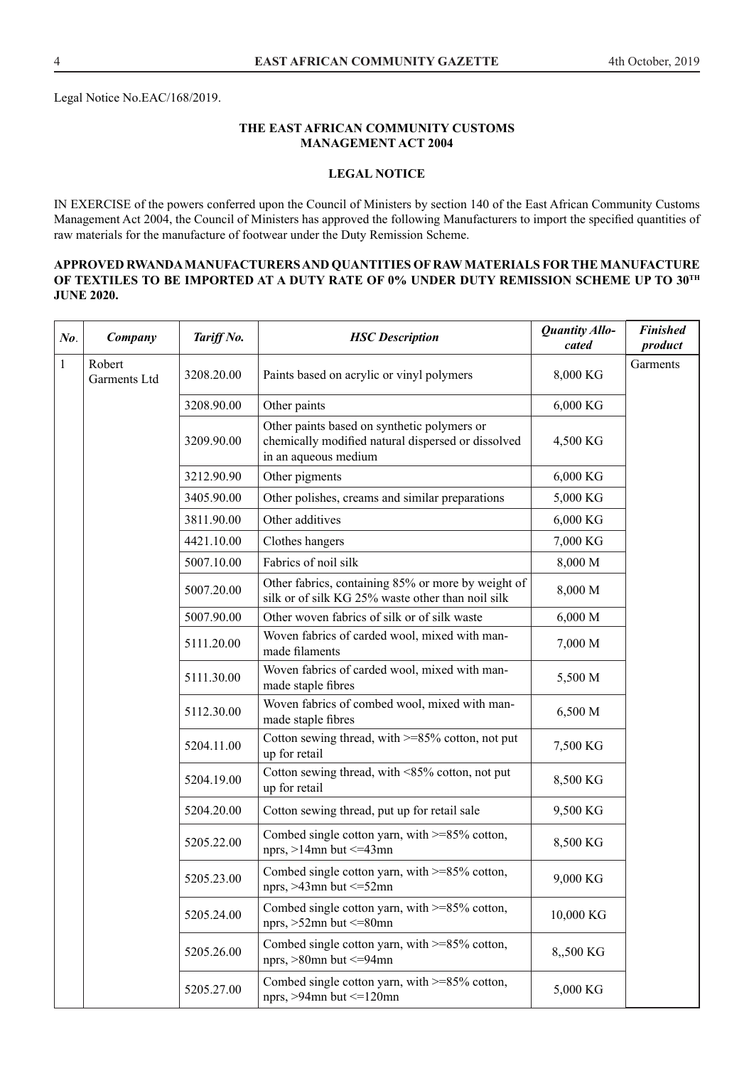Legal Notice No.EAC/168/2019.

**THE EAST AFRICAN COMMUNITY CUSTOMS MANAGEMENT ACT 2004**

**LEGAL NOTICE**

IN EXERCISE of the powers conferred upon the Council of Ministers by section 140 of the East African Community Customs Management Act 2004, the Council of Ministers has approved the following Manufacturers to import the specified quantities of raw materials for the manufacture of footwear under the Duty Remission Scheme.

**APPROVED RWANDA MANUFACTURERS AND QUANTITIES OF RAW MATERIALS FOR THE MANUFACTURE OF TEXTILES TO BE IMPORTED AT A DUTY RATE OF 0% UNDER DUTY REMISSION SCHEME UP TO 30TH JUNE 2020.**

| *No*. | *Company* | *Tariff No.* | *HSC Description* | *Quantity Allocated* | *Finished product* |
|---|---|---|---|---|---|
| 1 | Robert Garments Ltd | 3208.20.00 | Paints based on acrylic or vinyl polymers | 8,000 KG | Garments |
| | | 3208.90.00 | Other paints | 6,000 KG | |
| | | 3209.90.00 | Other paints based on synthetic polymers or chemically modified natural dispersed or dissolved in an aqueous medium | 4,500 KG | |
| | | 3212.90.90 | Other pigments | 6,000 KG | |
| | | 3405.90.00 | Other polishes, creams and similar preparations | 5,000 KG | |
| | | 3811.90.00 | Other additives | 6,000 KG | |
| | | 4421.10.00 | Clothes hangers | 7,000 KG | |
| | | 5007.10.00 | Fabrics of noil silk | 8,000 M | |
| | | 5007.20.00 | Other fabrics, containing 85% or more by weight of silk or of silk KG 25% waste other than noil silk | 8,000 M | |
| | | 5007.90.00 | Other woven fabrics of silk or of silk waste | 6,000 M | |
| | | 5111.20.00 | Woven fabrics of carded wool, mixed with man-made filaments | 7,000 M | |
| | | 5111.30.00 | Woven fabrics of carded wool, mixed with man-made staple fibres | 5,500 M | |
| | | 5112.30.00 | Woven fabrics of combed wool, mixed with man-made staple fibres | 6,500 M | |
| | | 5204.11.00 | Cotton sewing thread, with >=85% cotton, not put up for retail | 7,500 KG | |
| | | 5204.19.00 | Cotton sewing thread, with <85% cotton, not put up for retail | 8,500 KG | |
| | | 5204.20.00 | Cotton sewing thread, put up for retail sale | 9,500 KG | |
| | | 5205.22.00 | Combed single cotton yarn, with >=85% cotton, nprs, >14mn but <=43mn | 8,500 KG | |
| | | 5205.23.00 | Combed single cotton yarn, with >=85% cotton, nprs, >43mn but <=52mn | 9,000 KG | |
| | | 5205.24.00 | Combed single cotton yarn, with >=85% cotton, nprs, >52mn but <=80mn | 10,000 KG | |
| | | 5205.26.00 | Combed single cotton yarn, with >=85% cotton, nprs, >80mn but <=94mn | 8,,500 KG | |
| | | 5205.27.00 | Combed single cotton yarn, with >=85% cotton, nprs, >94mn but <=120mn | 5,000 KG | |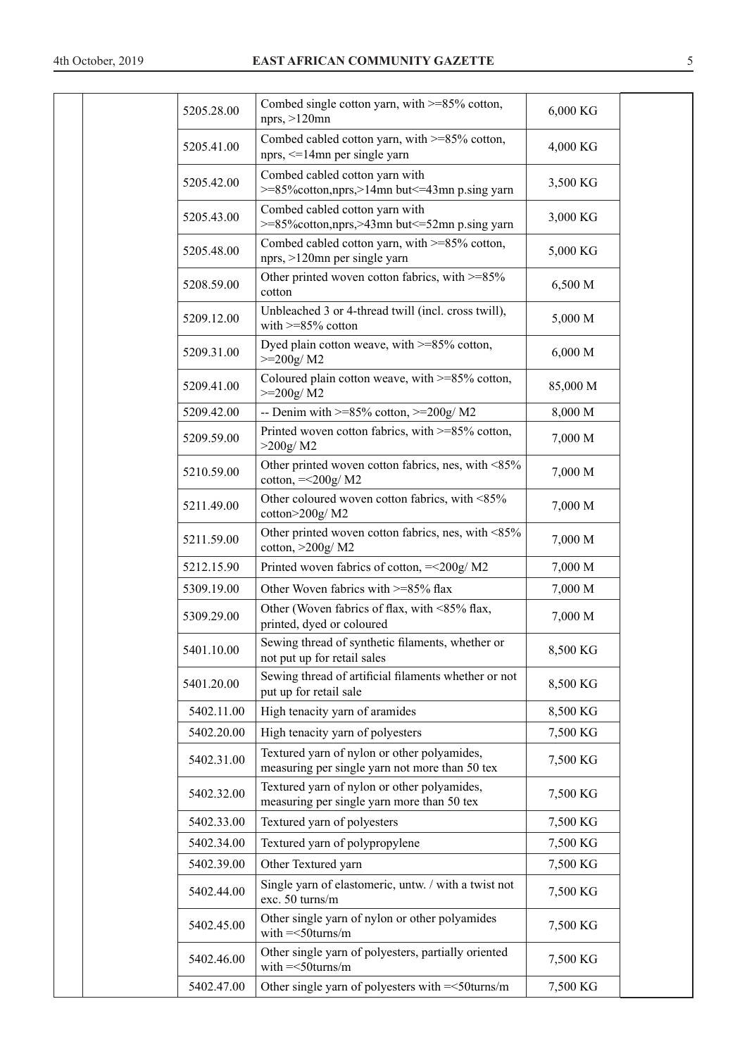| | | | | | |
|---|---|---|---|---|---|
| | | 5205.28.00 | Combed single cotton yarn, with >=85% cotton, nprs, >120mn | 6,000 KG | |
| | | 5205.41.00 | Combed cabled cotton yarn, with >=85% cotton, nprs, <=14mn per single yarn | 4,000 KG | |
| | | 5205.42.00 | Combed cabled cotton yarn with >=85%cotton,nprs,>14mn but<=43mn p.sing yarn | 3,500 KG | |
| | | 5205.43.00 | Combed cabled cotton yarn with >=85%cotton,nprs,>43mn but<=52mn p.sing yarn | 3,000 KG | |
| | | 5205.48.00 | Combed cabled cotton yarn, with >=85% cotton, nprs, >120mn per single yarn | 5,000 KG | |
| | | 5208.59.00 | Other printed woven cotton fabrics, with >=85% cotton | 6,500 M | |
| | | 5209.12.00 | Unbleached 3 or 4-thread twill (incl. cross twill), with >=85% cotton | 5,000 M | |
| | | 5209.31.00 | Dyed plain cotton weave, with >=85% cotton, >=200g/ M2 | 6,000 M | |
| | | 5209.41.00 | Coloured plain cotton weave, with >=85% cotton, >=200g/ M2 | 85,000 M | |
| | | 5209.42.00 | -- Denim with >=85% cotton, >=200g/ M2 | 8,000 M | |
| | | 5209.59.00 | Printed woven cotton fabrics, with >=85% cotton, >200g/ M2 | 7,000 M | |
| | | 5210.59.00 | Other printed woven cotton fabrics, nes, with <85% cotton, =<200g/ M2 | 7,000 M | |
| | | 5211.49.00 | Other coloured woven cotton fabrics, with <85% cotton>200g/ M2 | 7,000 M | |
| | | 5211.59.00 | Other printed woven cotton fabrics, nes, with <85% cotton, >200g/ M2 | 7,000 M | |
| | | 5212.15.90 | Printed woven fabrics of cotton, =<200g/ M2 | 7,000 M | |
| | | 5309.19.00 | Other Woven fabrics with >=85% flax | 7,000 M | |
| | | 5309.29.00 | Other (Woven fabrics of flax, with <85% flax, printed, dyed or coloured | 7,000 M | |
| | | 5401.10.00 | Sewing thread of synthetic filaments, whether or not put up for retail sales | 8,500 KG | |
| | | 5401.20.00 | Sewing thread of artificial filaments whether or not put up for retail sale | 8,500 KG | |
| | | 5402.11.00 | High tenacity yarn of aramides | 8,500 KG | |
| | | 5402.20.00 | High tenacity yarn of polyesters | 7,500 KG | |
| | | 5402.31.00 | Textured yarn of nylon or other polyamides, measuring per single yarn not more than 50 tex | 7,500 KG | |
| | | 5402.32.00 | Textured yarn of nylon or other polyamides, measuring per single yarn more than 50 tex | 7,500 KG | |
| | | 5402.33.00 | Textured yarn of polyesters | 7,500 KG | |
| | | 5402.34.00 | Textured yarn of polypropylene | 7,500 KG | |
| | | 5402.39.00 | Other Textured yarn | 7,500 KG | |
| | | 5402.44.00 | Single yarn of elastomeric, untw. / with a twist not exc. 50 turns/m | 7,500 KG | |
| | | 5402.45.00 | Other single yarn of nylon or other polyamides with =<50turns/m | 7,500 KG | |
| | | 5402.46.00 | Other single yarn of polyesters, partially oriented with =<50turns/m | 7,500 KG | |
| | | 5402.47.00 | Other single yarn of polyesters with =<50turns/m | 7,500 KG | |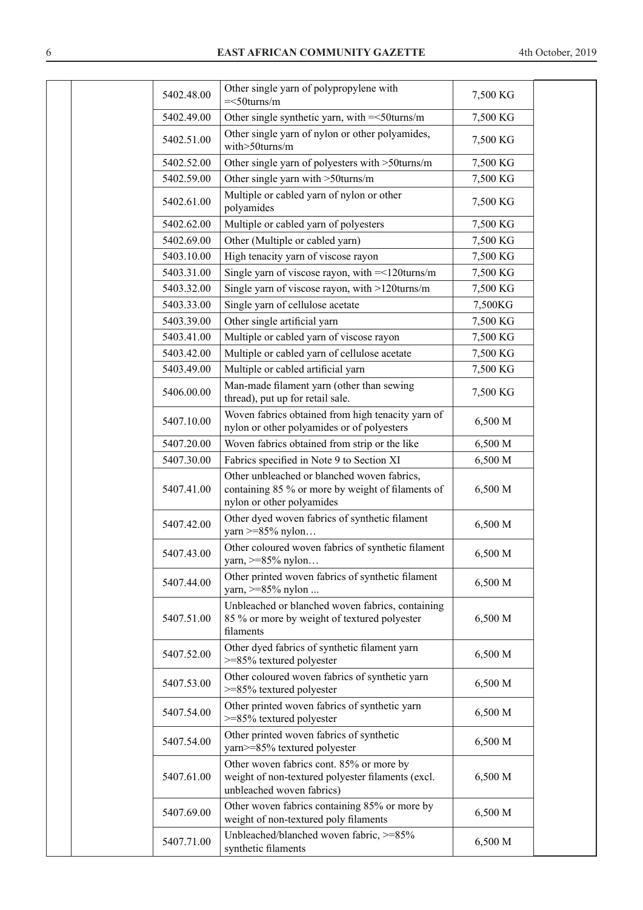| | | | | | |
|---|---|---|---|---|---|
| | | 5402.48.00 | Other single yarn of polypropylene with =<50turns/m | 7,500 KG | |
| | | 5402.49.00 | Other single synthetic yarn, with =<50turns/m | 7,500 KG | |
| | | 5402.51.00 | Other single yarn of nylon or other polyamides, with>50turns/m | 7,500 KG | |
| | | 5402.52.00 | Other single yarn of polyesters with >50turns/m | 7,500 KG | |
| | | 5402.59.00 | Other single yarn with >50turns/m | 7,500 KG | |
| | | 5402.61.00 | Multiple or cabled yarn of nylon or other polyamides | 7,500 KG | |
| | | 5402.62.00 | Multiple or cabled yarn of polyesters | 7,500 KG | |
| | | 5402.69.00 | Other (Multiple or cabled yarn) | 7,500 KG | |
| | | 5403.10.00 | High tenacity yarn of viscose rayon | 7,500 KG | |
| | | 5403.31.00 | Single yarn of viscose rayon, with =<120turns/m | 7,500 KG | |
| | | 5403.32.00 | Single yarn of viscose rayon, with >120turns/m | 7,500 KG | |
| | | 5403.33.00 | Single yarn of cellulose acetate | 7,500KG | |
| | | 5403.39.00 | Other single artificial yarn | 7,500 KG | |
| | | 5403.41.00 | Multiple or cabled yarn of viscose rayon | 7,500 KG | |
| | | 5403.42.00 | Multiple or cabled yarn of cellulose acetate | 7,500 KG | |
| | | 5403.49.00 | Multiple or cabled artificial yarn | 7,500 KG | |
| | | 5406.00.00 | Man-made filament yarn (other than sewing thread), put up for retail sale. | 7,500 KG | |
| | | 5407.10.00 | Woven fabrics obtained from high tenacity yarn of nylon or other polyamides or of polyesters | 6,500 M | |
| | | 5407.20.00 | Woven fabrics obtained from strip or the like | 6,500 M | |
| | | 5407.30.00 | Fabrics specified in Note 9 to Section XI | 6,500 M | |
| | | 5407.41.00 | Other unbleached or blanched woven fabrics, containing 85 % or more by weight of filaments of nylon or other polyamides | 6,500 M | |
| | | 5407.42.00 | Other dyed woven fabrics of synthetic filament yarn >=85% nylon… | 6,500 M | |
| | | 5407.43.00 | Other coloured woven fabrics of synthetic filament yarn, >=85% nylon… | 6,500 M | |
| | | 5407.44.00 | Other printed woven fabrics of synthetic filament yarn, >=85% nylon ... | 6,500 M | |
| | | 5407.51.00 | Unbleached or blanched woven fabrics, containing 85 % or more by weight of textured polyester filaments | 6,500 M | |
| | | 5407.52.00 | Other dyed fabrics of synthetic filament yarn >=85% textured polyester | 6,500 M | |
| | | 5407.53.00 | Other coloured woven fabrics of synthetic yarn >=85% textured polyester | 6,500 M | |
| | | 5407.54.00 | Other printed woven fabrics of synthetic yarn >=85% textured polyester | 6,500 M | |
| | | 5407.54.00 | Other printed woven fabrics of synthetic yarn>=85% textured polyester | 6,500 M | |
| | | 5407.61.00 | Other woven fabrics cont. 85% or more by weight of non-textured polyester filaments (excl. unbleached woven fabrics) | 6,500 M | |
| | | 5407.69.00 | Other woven fabrics containing 85% or more by weight of non-textured poly filaments | 6,500 M | |
| | | 5407.71.00 | Unbleached/blanched woven fabric, >=85% synthetic filaments | 6,500 M | |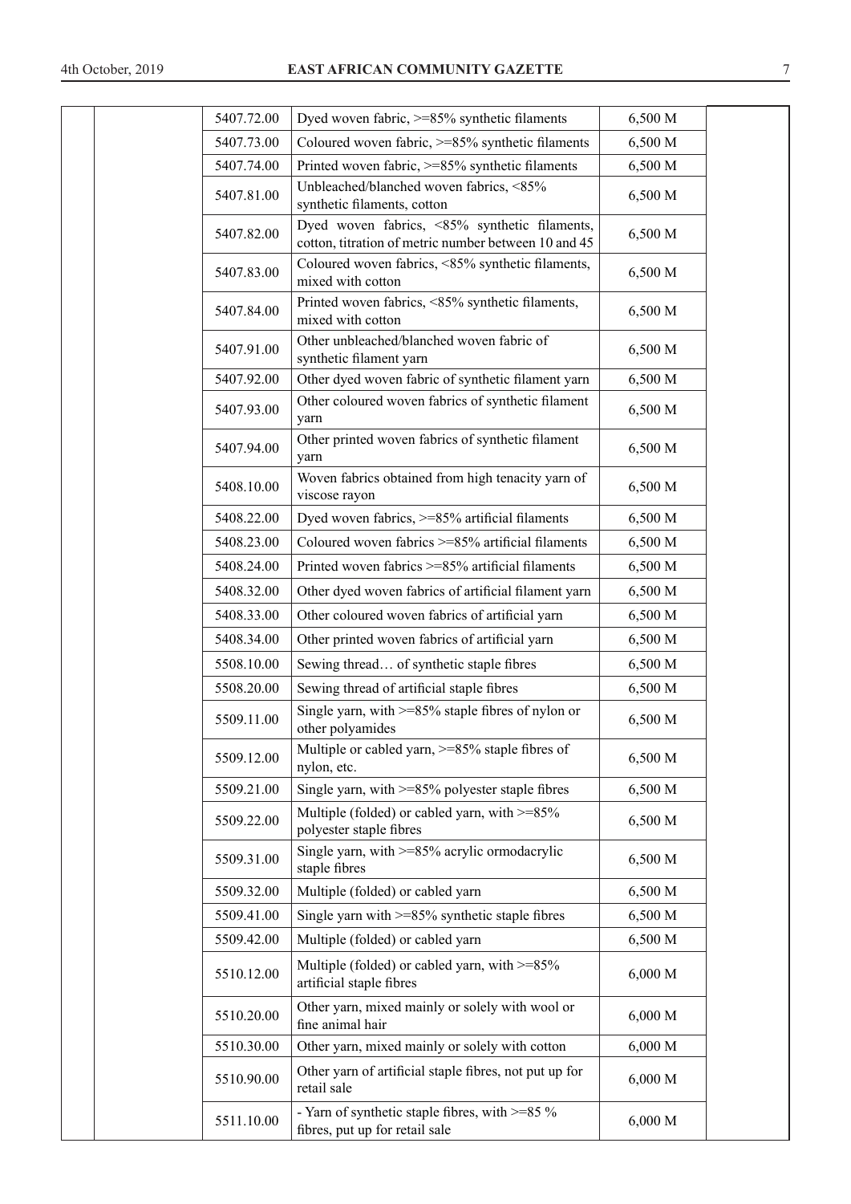| | | | | | |
|---|---|---|---|---|---|
| | | 5407.72.00 | Dyed woven fabric, >=85% synthetic filaments | 6,500 M | |
| | | 5407.73.00 | Coloured woven fabric, >=85% synthetic filaments | 6,500 M | |
| | | 5407.74.00 | Printed woven fabric, >=85% synthetic filaments | 6,500 M | |
| | | 5407.81.00 | Unbleached/blanched woven fabrics, <85% synthetic filaments, cotton | 6,500 M | |
| | | 5407.82.00 | Dyed woven fabrics, <85% synthetic filaments, cotton, titration of metric number between 10 and 45 | 6,500 M | |
| | | 5407.83.00 | Coloured woven fabrics, <85% synthetic filaments, mixed with cotton | 6,500 M | |
| | | 5407.84.00 | Printed woven fabrics, <85% synthetic filaments, mixed with cotton | 6,500 M | |
| | | 5407.91.00 | Other unbleached/blanched woven fabric of synthetic filament yarn | 6,500 M | |
| | | 5407.92.00 | Other dyed woven fabric of synthetic filament yarn | 6,500 M | |
| | | 5407.93.00 | Other coloured woven fabrics of synthetic filament yarn | 6,500 M | |
| | | 5407.94.00 | Other printed woven fabrics of synthetic filament yarn | 6,500 M | |
| | | 5408.10.00 | Woven fabrics obtained from high tenacity yarn of viscose rayon | 6,500 M | |
| | | 5408.22.00 | Dyed woven fabrics, >=85% artificial filaments | 6,500 M | |
| | | 5408.23.00 | Coloured woven fabrics >=85% artificial filaments | 6,500 M | |
| | | 5408.24.00 | Printed woven fabrics >=85% artificial filaments | 6,500 M | |
| | | 5408.32.00 | Other dyed woven fabrics of artificial filament yarn | 6,500 M | |
| | | 5408.33.00 | Other coloured woven fabrics of artificial yarn | 6,500 M | |
| | | 5408.34.00 | Other printed woven fabrics of artificial yarn | 6,500 M | |
| | | 5508.10.00 | Sewing thread… of synthetic staple fibres | 6,500 M | |
| | | 5508.20.00 | Sewing thread of artificial staple fibres | 6,500 M | |
| | | 5509.11.00 | Single yarn, with >=85% staple fibres of nylon or other polyamides | 6,500 M | |
| | | 5509.12.00 | Multiple or cabled yarn, >=85% staple fibres of nylon, etc. | 6,500 M | |
| | | 5509.21.00 | Single yarn, with >=85% polyester staple fibres | 6,500 M | |
| | | 5509.22.00 | Multiple (folded) or cabled yarn, with >=85% polyester staple fibres | 6,500 M | |
| | | 5509.31.00 | Single yarn, with >=85% acrylic ormodacrylic staple fibres | 6,500 M | |
| | | 5509.32.00 | Multiple (folded) or cabled yarn | 6,500 M | |
| | | 5509.41.00 | Single yarn with >=85% synthetic staple fibres | 6,500 M | |
| | | 5509.42.00 | Multiple (folded) or cabled yarn | 6,500 M | |
| | | 5510.12.00 | Multiple (folded) or cabled yarn, with >=85% artificial staple fibres | 6,000 M | |
| | | 5510.20.00 | Other yarn, mixed mainly or solely with wool or fine animal hair | 6,000 M | |
| | | 5510.30.00 | Other yarn, mixed mainly or solely with cotton | 6,000 M | |
| | | 5510.90.00 | Other yarn of artificial staple fibres, not put up for retail sale | 6,000 M | |
| | | 5511.10.00 | - Yarn of synthetic staple fibres, with >=85 % fibres, put up for retail sale | 6,000 M | |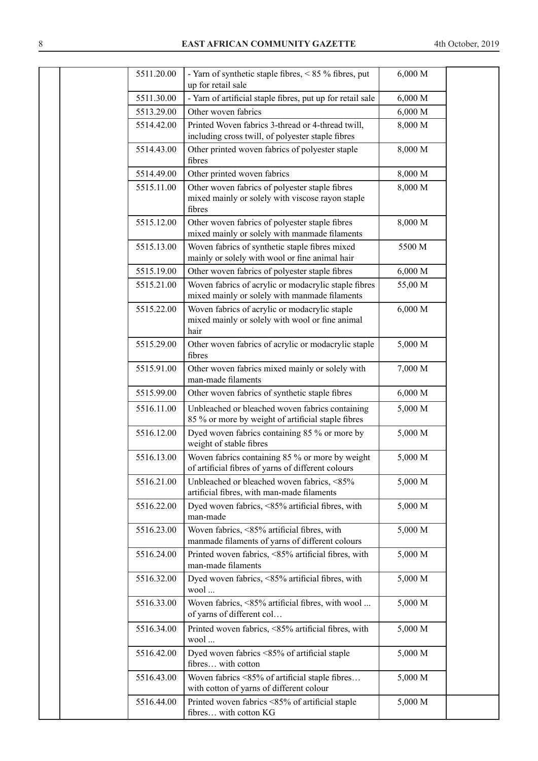| | | | | | |
|---|---|---|---|---|---|
| | | 5511.20.00 | - Yarn of synthetic staple fibres, < 85 % fibres, put up for retail sale | 6,000 M | |
| | | 5511.30.00 | - Yarn of artificial staple fibres, put up for retail sale | 6,000 M | |
| | | 5513.29.00 | Other woven fabrics | 6,000 M | |
| | | 5514.42.00 | Printed Woven fabrics 3-thread or 4-thread twill, including cross twill, of polyester staple fibres | 8,000 M | |
| | | 5514.43.00 | Other printed woven fabrics of polyester staple fibres | 8,000 M | |
| | | 5514.49.00 | Other printed woven fabrics | 8,000 M | |
| | | 5515.11.00 | Other woven fabrics of polyester staple fibres mixed mainly or solely with viscose rayon staple fibres | 8,000 M | |
| | | 5515.12.00 | Other woven fabrics of polyester staple fibres mixed mainly or solely with manmade filaments | 8,000 M | |
| | | 5515.13.00 | Woven fabrics of synthetic staple fibres mixed mainly or solely with wool or fine animal hair | 5500 M | |
| | | 5515.19.00 | Other woven fabrics of polyester staple fibres | 6,000 M | |
| | | 5515.21.00 | Woven fabrics of acrylic or modacrylic staple fibres mixed mainly or solely with manmade filaments | 55,00 M | |
| | | 5515.22.00 | Woven fabrics of acrylic or modacrylic staple mixed mainly or solely with wool or fine animal hair | 6,000 M | |
| | | 5515.29.00 | Other woven fabrics of acrylic or modacrylic staple fibres | 5,000 M | |
| | | 5515.91.00 | Other woven fabrics mixed mainly or solely with man-made filaments | 7,000 M | |
| | | 5515.99.00 | Other woven fabrics of synthetic staple fibres | 6,000 M | |
| | | 5516.11.00 | Unbleached or bleached woven fabrics containing 85 % or more by weight of artificial staple fibres | 5,000 M | |
| | | 5516.12.00 | Dyed woven fabrics containing 85 % or more by weight of stable fibres | 5,000 M | |
| | | 5516.13.00 | Woven fabrics containing 85 % or more by weight of artificial fibres of yarns of different colours | 5,000 M | |
| | | 5516.21.00 | Unbleached or bleached woven fabrics, <85% artificial fibres, with man-made filaments | 5,000 M | |
| | | 5516.22.00 | Dyed woven fabrics, <85% artificial fibres, with man-made | 5,000 M | |
| | | 5516.23.00 | Woven fabrics, <85% artificial fibres, with manmade filaments of yarns of different colours | 5,000 M | |
| | | 5516.24.00 | Printed woven fabrics, <85% artificial fibres, with man-made filaments | 5,000 M | |
| | | 5516.32.00 | Dyed woven fabrics, <85% artificial fibres, with wool ... | 5,000 M | |
| | | 5516.33.00 | Woven fabrics, <85% artificial fibres, with wool ... of yarns of different col… | 5,000 M | |
| | | 5516.34.00 | Printed woven fabrics, <85% artificial fibres, with wool ... | 5,000 M | |
| | | 5516.42.00 | Dyed woven fabrics <85% of artificial staple fibres… with cotton | 5,000 M | |
| | | 5516.43.00 | Woven fabrics <85% of artificial staple fibres… with cotton of yarns of different colour | 5,000 M | |
| | | 5516.44.00 | Printed woven fabrics <85% of artificial staple fibres… with cotton KG | 5,000 M | |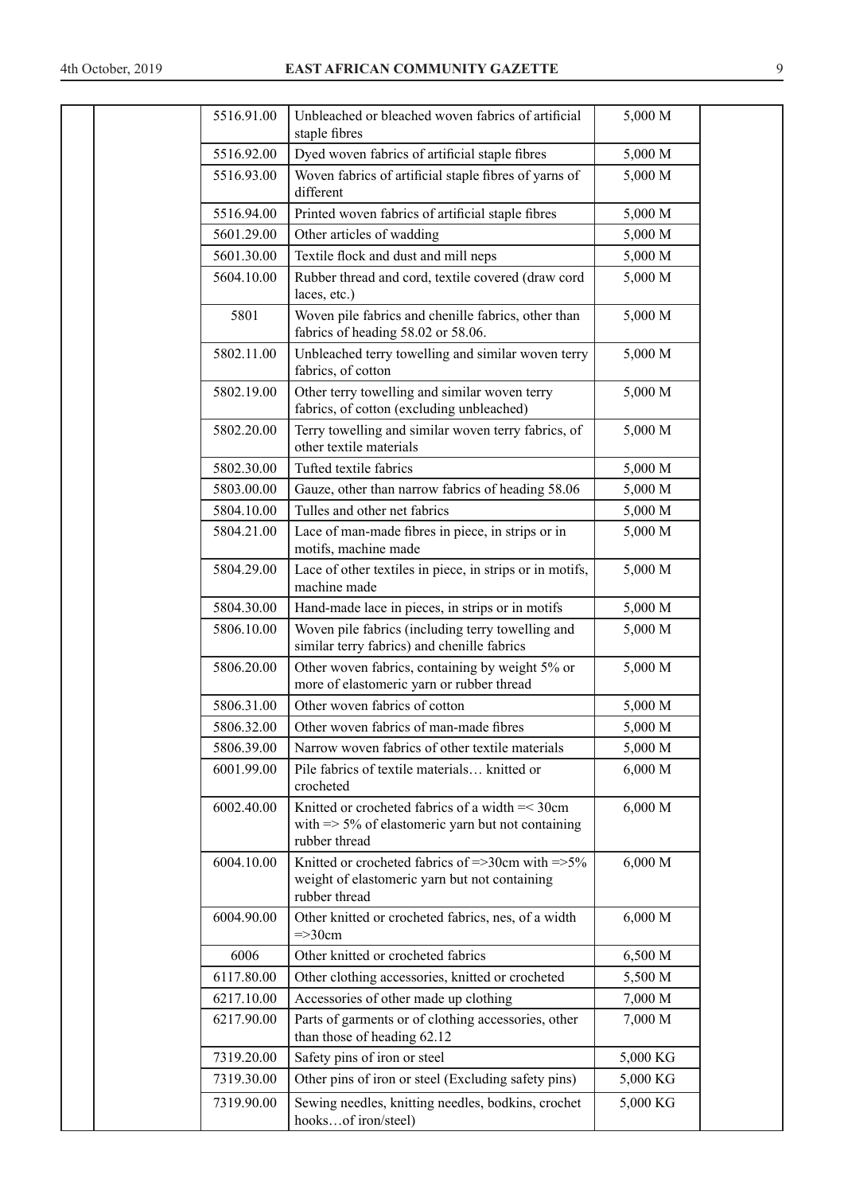| | | | | | |
|---|---|---|---|---|---|
| | | 5516.91.00 | Unbleached or bleached woven fabrics of artificial staple fibres | 5,000 M | |
| | | 5516.92.00 | Dyed woven fabrics of artificial staple fibres | 5,000 M | |
| | | 5516.93.00 | Woven fabrics of artificial staple fibres of yarns of different | 5,000 M | |
| | | 5516.94.00 | Printed woven fabrics of artificial staple fibres | 5,000 M | |
| | | 5601.29.00 | Other articles of wadding | 5,000 M | |
| | | 5601.30.00 | Textile flock and dust and mill neps | 5,000 M | |
| | | 5604.10.00 | Rubber thread and cord, textile covered (draw cord laces, etc.) | 5,000 M | |
| | | 5801 | Woven pile fabrics and chenille fabrics, other than fabrics of heading 58.02 or 58.06. | 5,000 M | |
| | | 5802.11.00 | Unbleached terry towelling and similar woven terry fabrics, of cotton | 5,000 M | |
| | | 5802.19.00 | Other terry towelling and similar woven terry fabrics, of cotton (excluding unbleached) | 5,000 M | |
| | | 5802.20.00 | Terry towelling and similar woven terry fabrics, of other textile materials | 5,000 M | |
| | | 5802.30.00 | Tufted textile fabrics | 5,000 M | |
| | | 5803.00.00 | Gauze, other than narrow fabrics of heading 58.06 | 5,000 M | |
| | | 5804.10.00 | Tulles and other net fabrics | 5,000 M | |
| | | 5804.21.00 | Lace of man-made fibres in piece, in strips or in motifs, machine made | 5,000 M | |
| | | 5804.29.00 | Lace of other textiles in piece, in strips or in motifs, machine made | 5,000 M | |
| | | 5804.30.00 | Hand-made lace in pieces, in strips or in motifs | 5,000 M | |
| | | 5806.10.00 | Woven pile fabrics (including terry towelling and similar terry fabrics) and chenille fabrics | 5,000 M | |
| | | 5806.20.00 | Other woven fabrics, containing by weight 5% or more of elastomeric yarn or rubber thread | 5,000 M | |
| | | 5806.31.00 | Other woven fabrics of cotton | 5,000 M | |
| | | 5806.32.00 | Other woven fabrics of man-made fibres | 5,000 M | |
| | | 5806.39.00 | Narrow woven fabrics of other textile materials | 5,000 M | |
| | | 6001.99.00 | Pile fabrics of textile materials… knitted or crocheted | 6,000 M | |
| | | 6002.40.00 | Knitted or crocheted fabrics of a width =< 30cm with => 5% of elastomeric yarn but not containing rubber thread | 6,000 M | |
| | | 6004.10.00 | Knitted or crocheted fabrics of =>30cm with =>5% weight of elastomeric yarn but not containing rubber thread | 6,000 M | |
| | | 6004.90.00 | Other knitted or crocheted fabrics, nes, of a width =>30cm | 6,000 M | |
| | | 6006 | Other knitted or crocheted fabrics | 6,500 M | |
| | | 6117.80.00 | Other clothing accessories, knitted or crocheted | 5,500 M | |
| | | 6217.10.00 | Accessories of other made up clothing | 7,000 M | |
| | | 6217.90.00 | Parts of garments or of clothing accessories, other than those of heading 62.12 | 7,000 M | |
| | | 7319.20.00 | Safety pins of iron or steel | 5,000 KG | |
| | | 7319.30.00 | Other pins of iron or steel (Excluding safety pins) | 5,000 KG | |
| | | 7319.90.00 | Sewing needles, knitting needles, bodkins, crochet hooks…of iron/steel) | 5,000 KG | |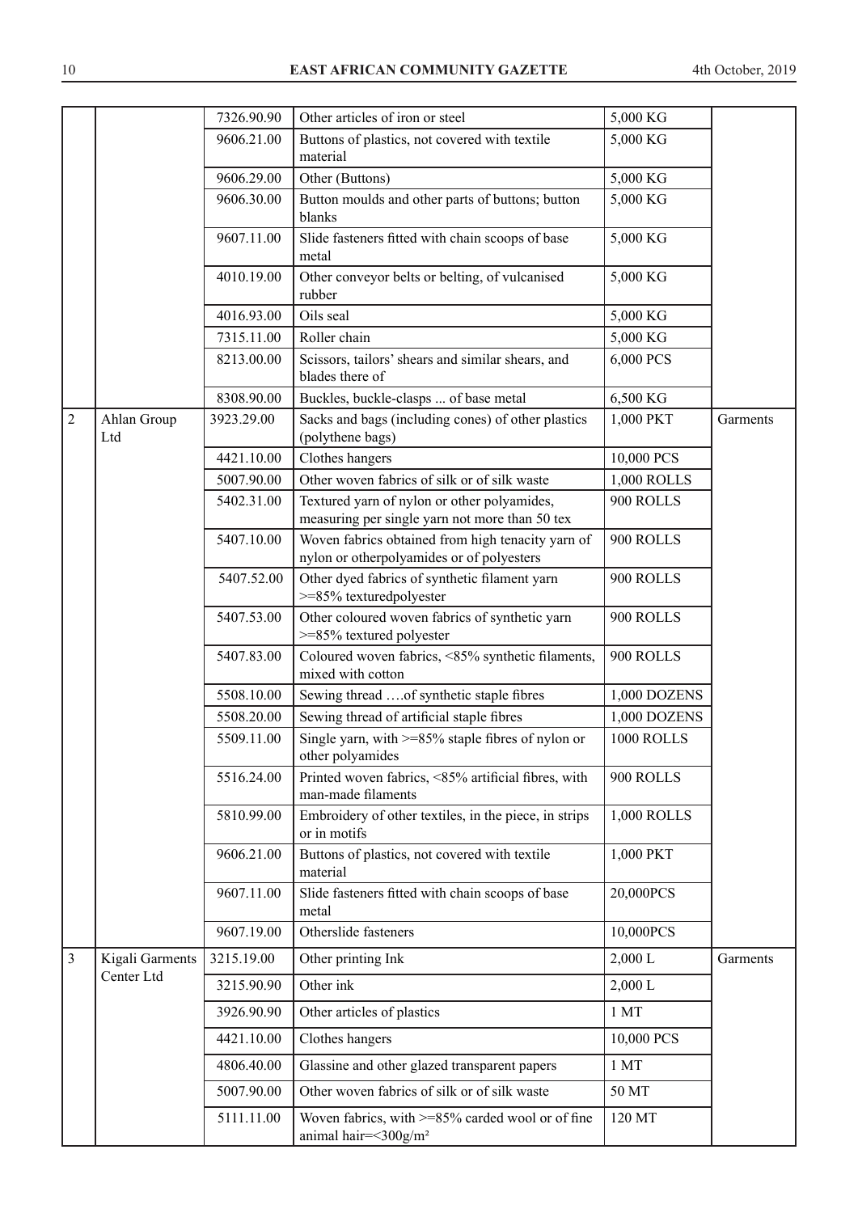| | | 7326.90.90 | Other articles of iron or steel | 5,000 KG | |
|---|---|---|---|---|---|
| | | 9606.21.00 | Buttons of plastics, not covered with textile material | 5,000 KG | |
| | | 9606.29.00 | Other (Buttons) | 5,000 KG | |
| | | 9606.30.00 | Button moulds and other parts of buttons; button blanks | 5,000 KG | |
| | | 9607.11.00 | Slide fasteners fitted with chain scoops of base metal | 5,000 KG | |
| | | 4010.19.00 | Other conveyor belts or belting, of vulcanised rubber | 5,000 KG | |
| | | 4016.93.00 | Oils seal | 5,000 KG | |
| | | 7315.11.00 | Roller chain | 5,000 KG | |
| | | 8213.00.00 | Scissors, tailors' shears and similar shears, and blades there of | 6,000 PCS | |
| | | 8308.90.00 | Buckles, buckle-clasps ... of base metal | 6,500 KG | |
| 2 | Ahlan Group Ltd | 3923.29.00 | Sacks and bags (including cones) of other plastics (polythene bags) | 1,000 PKT | Garments |
| | | 4421.10.00 | Clothes hangers | 10,000 PCS | |
| | | 5007.90.00 | Other woven fabrics of silk or of silk waste | 1,000 ROLLS | |
| | | 5402.31.00 | Textured yarn of nylon or other polyamides, measuring per single yarn not more than 50 tex | 900 ROLLS | |
| | | 5407.10.00 | Woven fabrics obtained from high tenacity yarn of nylon or otherpolyamides or of polyesters | 900 ROLLS | |
| | | 5407.52.00 | Other dyed fabrics of synthetic filament yarn >=85% texturedpolyester | 900 ROLLS | |
| | | 5407.53.00 | Other coloured woven fabrics of synthetic yarn >=85% textured polyester | 900 ROLLS | |
| | | 5407.83.00 | Coloured woven fabrics, <85% synthetic filaments, mixed with cotton | 900 ROLLS | |
| | | 5508.10.00 | Sewing thread ….of synthetic staple fibres | 1,000 DOZENS | |
| | | 5508.20.00 | Sewing thread of artificial staple fibres | 1,000 DOZENS | |
| | | 5509.11.00 | Single yarn, with >=85% staple fibres of nylon or other polyamides | 1000 ROLLS | |
| | | 5516.24.00 | Printed woven fabrics, <85% artificial fibres, with man-made filaments | 900 ROLLS | |
| | | 5810.99.00 | Embroidery of other textiles, in the piece, in strips or in motifs | 1,000 ROLLS | |
| | | 9606.21.00 | Buttons of plastics, not covered with textile material | 1,000 PKT | |
| | | 9607.11.00 | Slide fasteners fitted with chain scoops of base metal | 20,000PCS | |
| | | 9607.19.00 | Otherslide fasteners | 10,000PCS | |
| 3 | Kigali Garments Center Ltd | 3215.19.00 | Other printing Ink | 2,000 L | Garments |
| | | 3215.90.90 | Other ink | 2,000 L | |
| | | 3926.90.90 | Other articles of plastics | 1 MT | |
| | | 4421.10.00 | Clothes hangers | 10,000 PCS | |
| | | 4806.40.00 | Glassine and other glazed transparent papers | 1 MT | |
| | | 5007.90.00 | Other woven fabrics of silk or of silk waste | 50 MT | |
| | | 5111.11.00 | Woven fabrics, with >=85% carded wool or of fine animal hair=<300g/m² | 120 MT | |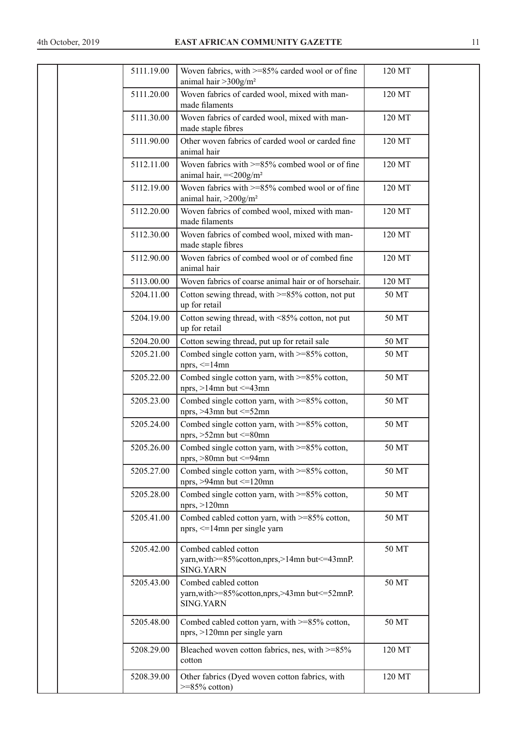|  |  | 5111.19.00 | Woven fabrics, with >=85% carded wool or of fine animal hair >300g/m² | 120 MT |  |
|---|---|---|---|---|---|
|  |  | 5111.20.00 | Woven fabrics of carded wool, mixed with man-made filaments | 120 MT |  |
|  |  | 5111.30.00 | Woven fabrics of carded wool, mixed with man-made staple fibres | 120 MT |  |
|  |  | 5111.90.00 | Other woven fabrics of carded wool or carded fine animal hair | 120 MT |  |
|  |  | 5112.11.00 | Woven fabrics with >=85% combed wool or of fine animal hair, =<200g/m² | 120 MT |  |
|  |  | 5112.19.00 | Woven fabrics with >=85% combed wool or of fine animal hair, >200g/m² | 120 MT |  |
|  |  | 5112.20.00 | Woven fabrics of combed wool, mixed with man-made filaments | 120 MT |  |
|  |  | 5112.30.00 | Woven fabrics of combed wool, mixed with man-made staple fibres | 120 MT |  |
|  |  | 5112.90.00 | Woven fabrics of combed wool or of combed fine animal hair | 120 MT |  |
|  |  | 5113.00.00 | Woven fabrics of coarse animal hair or of horsehair. | 120 MT |  |
|  |  | 5204.11.00 | Cotton sewing thread, with >=85% cotton, not put up for retail | 50 MT |  |
|  |  | 5204.19.00 | Cotton sewing thread, with <85% cotton, not put up for retail | 50 MT |  |
|  |  | 5204.20.00 | Cotton sewing thread, put up for retail sale | 50 MT |  |
|  |  | 5205.21.00 | Combed single cotton yarn, with >=85% cotton, nprs, <=14mn | 50 MT |  |
|  |  | 5205.22.00 | Combed single cotton yarn, with >=85% cotton, nprs, >14mn but <=43mn | 50 MT |  |
|  |  | 5205.23.00 | Combed single cotton yarn, with >=85% cotton, nprs, >43mn but <=52mn | 50 MT |  |
|  |  | 5205.24.00 | Combed single cotton yarn, with >=85% cotton, nprs, >52mn but <=80mn | 50 MT |  |
|  |  | 5205.26.00 | Combed single cotton yarn, with >=85% cotton, nprs, >80mn but <=94mn | 50 MT |  |
|  |  | 5205.27.00 | Combed single cotton yarn, with >=85% cotton, nprs, >94mn but <=120mn | 50 MT |  |
|  |  | 5205.28.00 | Combed single cotton yarn, with >=85% cotton, nprs, >120mn | 50 MT |  |
|  |  | 5205.41.00 | Combed cabled cotton yarn, with >=85% cotton, nprs, <=14mn per single yarn | 50 MT |  |
|  |  | 5205.42.00 | Combed cabled cotton yarn,with>=85%cotton,nprs,>14mn but<=43mnP. SING.YARN | 50 MT |  |
|  |  | 5205.43.00 | Combed cabled cotton yarn,with>=85%cotton,nprs,>43mn but<=52mnP. SING.YARN | 50 MT |  |
|  |  | 5205.48.00 | Combed cabled cotton yarn, with >=85% cotton, nprs, >120mn per single yarn | 50 MT |  |
|  |  | 5208.29.00 | Bleached woven cotton fabrics, nes, with >=85% cotton | 120 MT |  |
|  |  | 5208.39.00 | Other fabrics (Dyed woven cotton fabrics, with >=85% cotton) | 120 MT |  |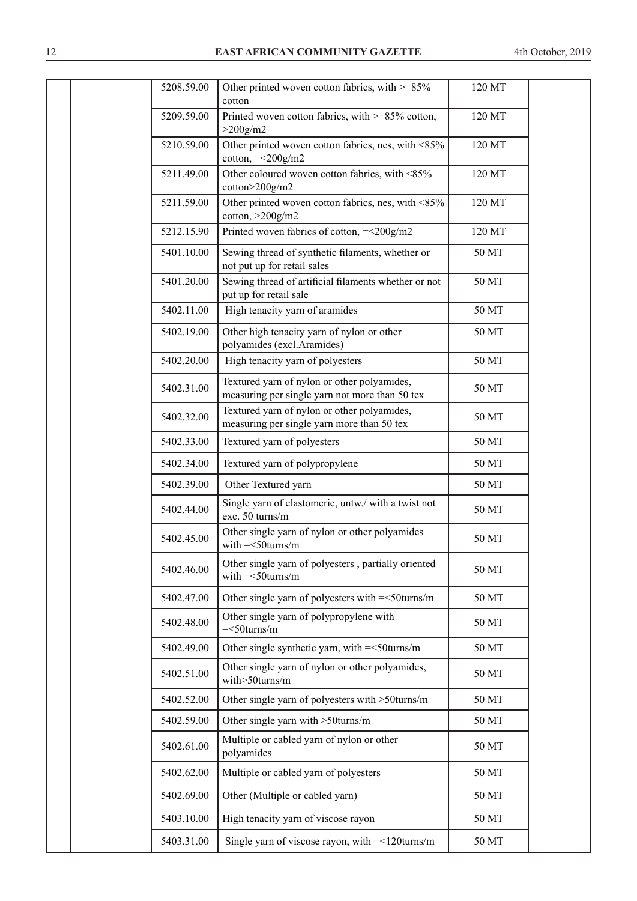| | | | | | |
|---|---|---|---|---|---|
| | | 5208.59.00 | Other printed woven cotton fabrics, with >=85% cotton | 120 MT | |
| | | 5209.59.00 | Printed woven cotton fabrics, with >=85% cotton, >200g/m2 | 120 MT | |
| | | 5210.59.00 | Other printed woven cotton fabrics, nes, with <85% cotton, =<200g/m2 | 120 MT | |
| | | 5211.49.00 | Other coloured woven cotton fabrics, with <85% cotton>200g/m2 | 120 MT | |
| | | 5211.59.00 | Other printed woven cotton fabrics, nes, with <85% cotton, >200g/m2 | 120 MT | |
| | | 5212.15.90 | Printed woven fabrics of cotton, =<200g/m2 | 120 MT | |
| | | 5401.10.00 | Sewing thread of synthetic filaments, whether or not put up for retail sales | 50 MT | |
| | | 5401.20.00 | Sewing thread of artificial filaments whether or not put up for retail sale | 50 MT | |
| | | 5402.11.00 | High tenacity yarn of aramides | 50 MT | |
| | | 5402.19.00 | Other high tenacity yarn of nylon or other polyamides (excl.Aramides) | 50 MT | |
| | | 5402.20.00 | High tenacity yarn of polyesters | 50 MT | |
| | | 5402.31.00 | Textured yarn of nylon or other polyamides, measuring per single yarn not more than 50 tex | 50 MT | |
| | | 5402.32.00 | Textured yarn of nylon or other polyamides, measuring per single yarn more than 50 tex | 50 MT | |
| | | 5402.33.00 | Textured yarn of polyesters | 50 MT | |
| | | 5402.34.00 | Textured yarn of polypropylene | 50 MT | |
| | | 5402.39.00 | Other Textured yarn | 50 MT | |
| | | 5402.44.00 | Single yarn of elastomeric, untw./ with a twist not exc. 50 turns/m | 50 MT | |
| | | 5402.45.00 | Other single yarn of nylon or other polyamides with =<50turns/m | 50 MT | |
| | | 5402.46.00 | Other single yarn of polyesters , partially oriented with =<50turns/m | 50 MT | |
| | | 5402.47.00 | Other single yarn of polyesters with =<50turns/m | 50 MT | |
| | | 5402.48.00 | Other single yarn of polypropylene with =<50turns/m | 50 MT | |
| | | 5402.49.00 | Other single synthetic yarn, with =<50turns/m | 50 MT | |
| | | 5402.51.00 | Other single yarn of nylon or other polyamides, with>50turns/m | 50 MT | |
| | | 5402.52.00 | Other single yarn of polyesters with >50turns/m | 50 MT | |
| | | 5402.59.00 | Other single yarn with >50turns/m | 50 MT | |
| | | 5402.61.00 | Multiple or cabled yarn of nylon or other polyamides | 50 MT | |
| | | 5402.62.00 | Multiple or cabled yarn of polyesters | 50 MT | |
| | | 5402.69.00 | Other (Multiple or cabled yarn) | 50 MT | |
| | | 5403.10.00 | High tenacity yarn of viscose rayon | 50 MT | |
| | | 5403.31.00 | Single yarn of viscose rayon, with =<120turns/m | 50 MT | |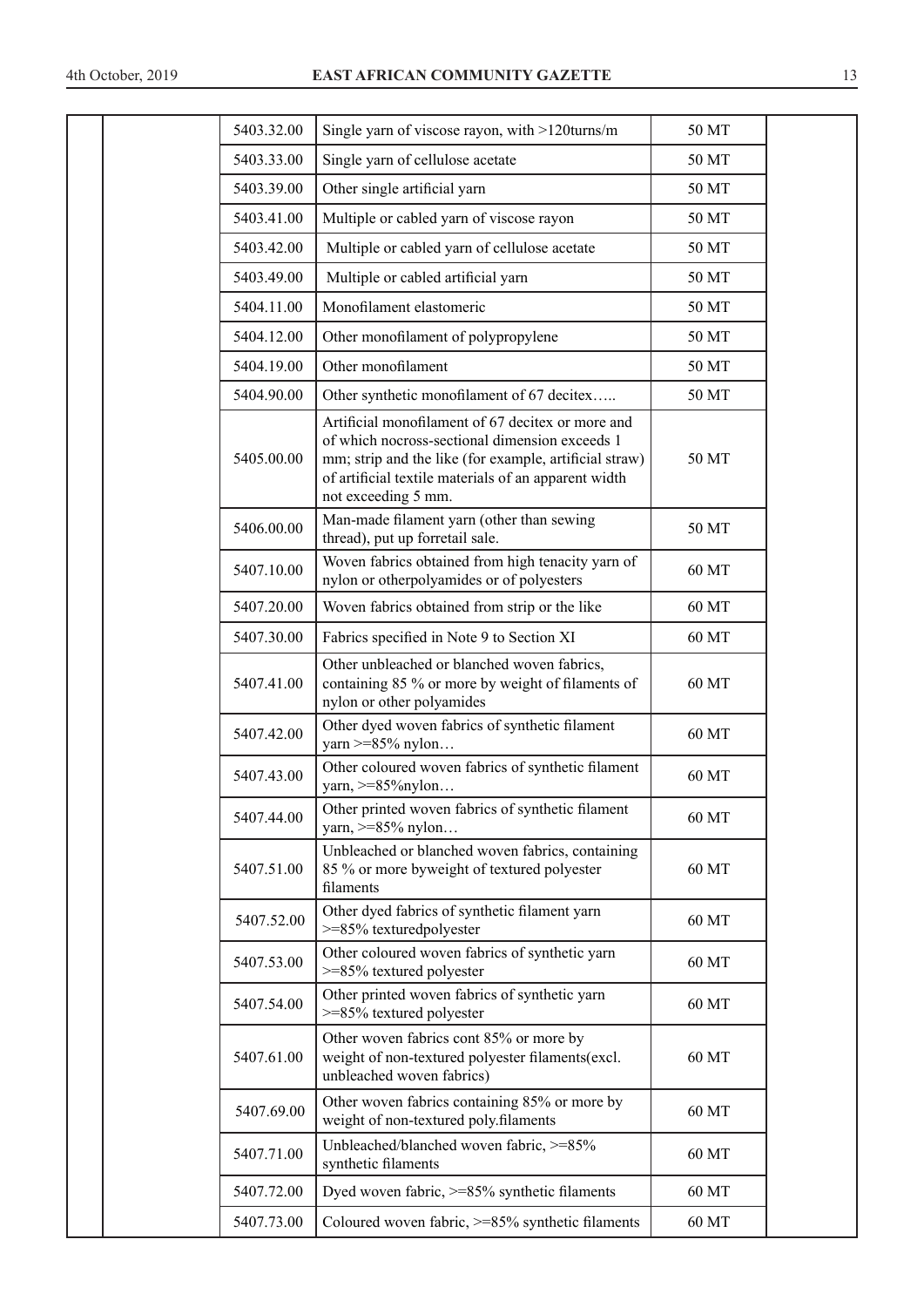| | | | | | |
|---|---|---|---|---|---|
| | | 5403.32.00 | Single yarn of viscose rayon, with >120turns/m | 50 MT | |
| | | 5403.33.00 | Single yarn of cellulose acetate | 50 MT | |
| | | 5403.39.00 | Other single artificial yarn | 50 MT | |
| | | 5403.41.00 | Multiple or cabled yarn of viscose rayon | 50 MT | |
| | | 5403.42.00 | Multiple or cabled yarn of cellulose acetate | 50 MT | |
| | | 5403.49.00 | Multiple or cabled artificial yarn | 50 MT | |
| | | 5404.11.00 | Monofilament elastomeric | 50 MT | |
| | | 5404.12.00 | Other monofilament of polypropylene | 50 MT | |
| | | 5404.19.00 | Other monofilament | 50 MT | |
| | | 5404.90.00 | Other synthetic monofilament of 67 decitex….. | 50 MT | |
| | | 5405.00.00 | Artificial monofilament of 67 decitex or more and of which nocross-sectional dimension exceeds 1 mm; strip and the like (for example, artificial straw) of artificial textile materials of an apparent width not exceeding 5 mm. | 50 MT | |
| | | 5406.00.00 | Man-made filament yarn (other than sewing thread), put up forretail sale. | 50 MT | |
| | | 5407.10.00 | Woven fabrics obtained from high tenacity yarn of nylon or otherpolyamides or of polyesters | 60 MT | |
| | | 5407.20.00 | Woven fabrics obtained from strip or the like | 60 MT | |
| | | 5407.30.00 | Fabrics specified in Note 9 to Section XI | 60 MT | |
| | | 5407.41.00 | Other unbleached or blanched woven fabrics, containing 85 % or more by weight of filaments of nylon or other polyamides | 60 MT | |
| | | 5407.42.00 | Other dyed woven fabrics of synthetic filament yarn >=85% nylon… | 60 MT | |
| | | 5407.43.00 | Other coloured woven fabrics of synthetic filament yarn, >=85%nylon… | 60 MT | |
| | | 5407.44.00 | Other printed woven fabrics of synthetic filament yarn, >=85% nylon… | 60 MT | |
| | | 5407.51.00 | Unbleached or blanched woven fabrics, containing 85 % or more byweight of textured polyester filaments | 60 MT | |
| | | 5407.52.00 | Other dyed fabrics of synthetic filament yarn >=85% texturedpolyester | 60 MT | |
| | | 5407.53.00 | Other coloured woven fabrics of synthetic yarn >=85% textured polyester | 60 MT | |
| | | 5407.54.00 | Other printed woven fabrics of synthetic yarn >=85% textured polyester | 60 MT | |
| | | 5407.61.00 | Other woven fabrics cont 85% or more by weight of non-textured polyester filaments(excl. unbleached woven fabrics) | 60 MT | |
| | | 5407.69.00 | Other woven fabrics containing 85% or more by weight of non-textured poly.filaments | 60 MT | |
| | | 5407.71.00 | Unbleached/blanched woven fabric, >=85% synthetic filaments | 60 MT | |
| | | 5407.72.00 | Dyed woven fabric, >=85% synthetic filaments | 60 MT | |
| | | 5407.73.00 | Coloured woven fabric, >=85% synthetic filaments | 60 MT | |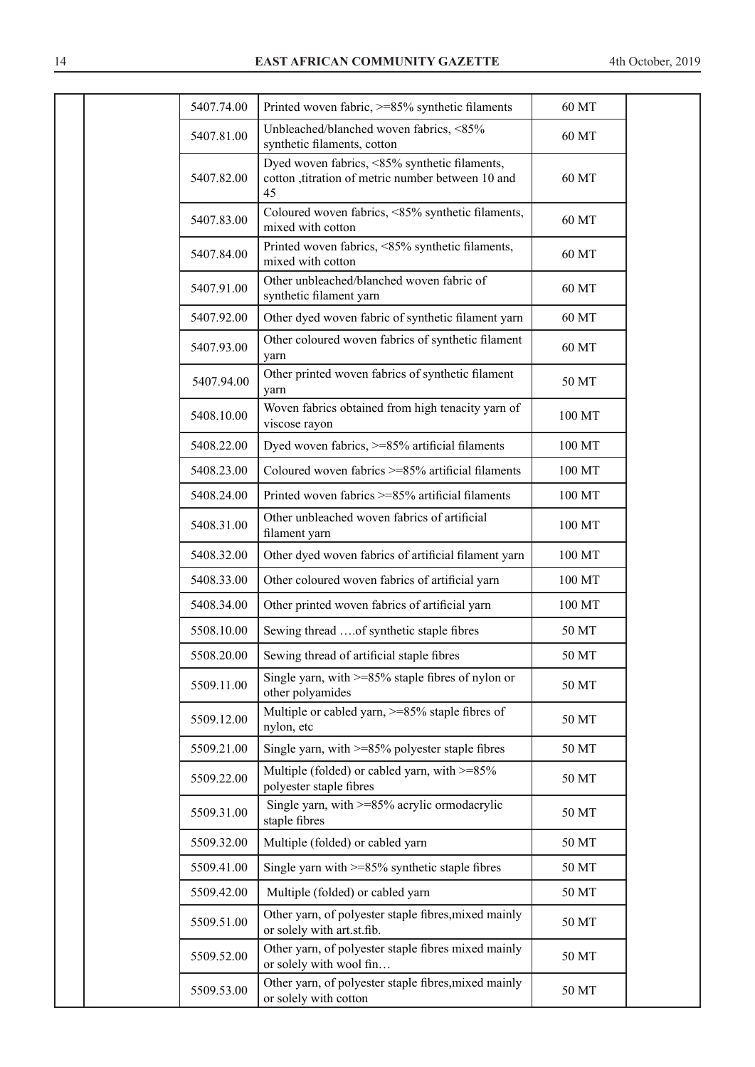| | | | | | |
|---|---|---|---|---|---|
| | | 5407.74.00 | Printed woven fabric, >=85% synthetic filaments | 60 MT | |
| | | 5407.81.00 | Unbleached/blanched woven fabrics, <85% synthetic filaments, cotton | 60 MT | |
| | | 5407.82.00 | Dyed woven fabrics, <85% synthetic filaments, cotton ,titration of metric number between 10 and 45 | 60 MT | |
| | | 5407.83.00 | Coloured woven fabrics, <85% synthetic filaments, mixed with cotton | 60 MT | |
| | | 5407.84.00 | Printed woven fabrics, <85% synthetic filaments, mixed with cotton | 60 MT | |
| | | 5407.91.00 | Other unbleached/blanched woven fabric of synthetic filament yarn | 60 MT | |
| | | 5407.92.00 | Other dyed woven fabric of synthetic filament yarn | 60 MT | |
| | | 5407.93.00 | Other coloured woven fabrics of synthetic filament yarn | 60 MT | |
| | | 5407.94.00 | Other printed woven fabrics of synthetic filament yarn | 50 MT | |
| | | 5408.10.00 | Woven fabrics obtained from high tenacity yarn of viscose rayon | 100 MT | |
| | | 5408.22.00 | Dyed woven fabrics, >=85% artificial filaments | 100 MT | |
| | | 5408.23.00 | Coloured woven fabrics >=85% artificial filaments | 100 MT | |
| | | 5408.24.00 | Printed woven fabrics >=85% artificial filaments | 100 MT | |
| | | 5408.31.00 | Other unbleached woven fabrics of artificial filament yarn | 100 MT | |
| | | 5408.32.00 | Other dyed woven fabrics of artificial filament yarn | 100 MT | |
| | | 5408.33.00 | Other coloured woven fabrics of artificial yarn | 100 MT | |
| | | 5408.34.00 | Other printed woven fabrics of artificial yarn | 100 MT | |
| | | 5508.10.00 | Sewing thread ….of synthetic staple fibres | 50 MT | |
| | | 5508.20.00 | Sewing thread of artificial staple fibres | 50 MT | |
| | | 5509.11.00 | Single yarn, with >=85% staple fibres of nylon or other polyamides | 50 MT | |
| | | 5509.12.00 | Multiple or cabled yarn, >=85% staple fibres of nylon, etc | 50 MT | |
| | | 5509.21.00 | Single yarn, with >=85% polyester staple fibres | 50 MT | |
| | | 5509.22.00 | Multiple (folded) or cabled yarn, with >=85% polyester staple fibres | 50 MT | |
| | | 5509.31.00 | Single yarn, with >=85% acrylic ormodacrylic staple fibres | 50 MT | |
| | | 5509.32.00 | Multiple (folded) or cabled yarn | 50 MT | |
| | | 5509.41.00 | Single yarn with >=85% synthetic staple fibres | 50 MT | |
| | | 5509.42.00 | Multiple (folded) or cabled yarn | 50 MT | |
| | | 5509.51.00 | Other yarn, of polyester staple fibres,mixed mainly or solely with art.st.fib. | 50 MT | |
| | | 5509.52.00 | Other yarn, of polyester staple fibres mixed mainly or solely with wool fin… | 50 MT | |
| | | 5509.53.00 | Other yarn, of polyester staple fibres,mixed mainly or solely with cotton | 50 MT | |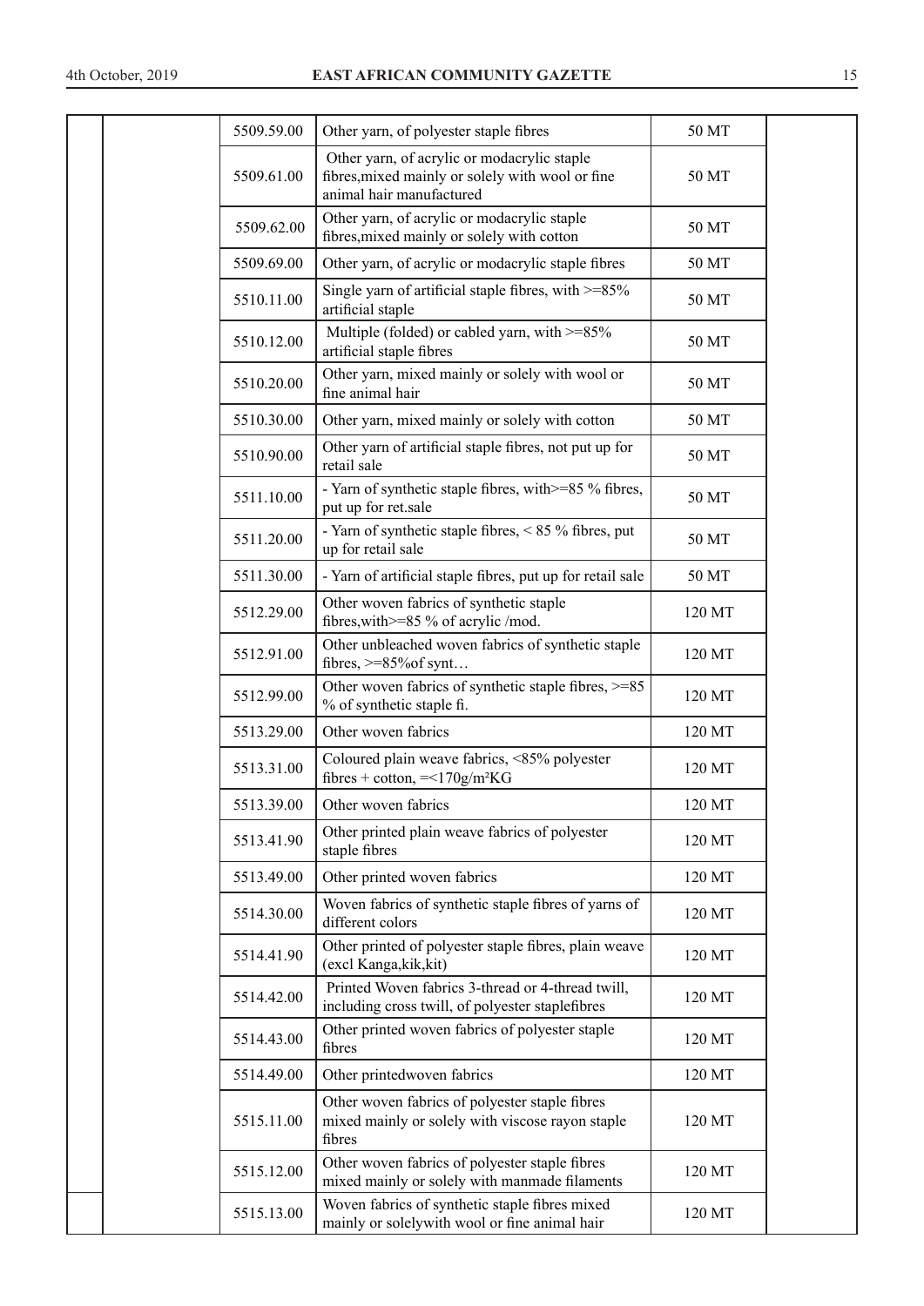| | | | | | |
|---|---|---|---|---|---|
| | | 5509.59.00 | Other yarn, of polyester staple fibres | 50 MT | |
| | | 5509.61.00 | Other yarn, of acrylic or modacrylic staple fibres,mixed mainly or solely with wool or fine animal hair manufactured | 50 MT | |
| | | 5509.62.00 | Other yarn, of acrylic or modacrylic staple fibres,mixed mainly or solely with cotton | 50 MT | |
| | | 5509.69.00 | Other yarn, of acrylic or modacrylic staple fibres | 50 MT | |
| | | 5510.11.00 | Single yarn of artificial staple fibres, with >=85% artificial staple | 50 MT | |
| | | 5510.12.00 | Multiple (folded) or cabled yarn, with >=85% artificial staple fibres | 50 MT | |
| | | 5510.20.00 | Other yarn, mixed mainly or solely with wool or fine animal hair | 50 MT | |
| | | 5510.30.00 | Other yarn, mixed mainly or solely with cotton | 50 MT | |
| | | 5510.90.00 | Other yarn of artificial staple fibres, not put up for retail sale | 50 MT | |
| | | 5511.10.00 | - Yarn of synthetic staple fibres, with>=85 % fibres, put up for ret.sale | 50 MT | |
| | | 5511.20.00 | - Yarn of synthetic staple fibres, < 85 % fibres, put up for retail sale | 50 MT | |
| | | 5511.30.00 | - Yarn of artificial staple fibres, put up for retail sale | 50 MT | |
| | | 5512.29.00 | Other woven fabrics of synthetic staple fibres,with>=85 % of acrylic /mod. | 120 MT | |
| | | 5512.91.00 | Other unbleached woven fabrics of synthetic staple fibres, >=85%of synt… | 120 MT | |
| | | 5512.99.00 | Other woven fabrics of synthetic staple fibres, >=85 % of synthetic staple fi. | 120 MT | |
| | | 5513.29.00 | Other woven fabrics | 120 MT | |
| | | 5513.31.00 | Coloured plain weave fabrics, <85% polyester fibres + cotton, =<170g/m²KG | 120 MT | |
| | | 5513.39.00 | Other woven fabrics | 120 MT | |
| | | 5513.41.90 | Other printed plain weave fabrics of polyester staple fibres | 120 MT | |
| | | 5513.49.00 | Other printed woven fabrics | 120 MT | |
| | | 5514.30.00 | Woven fabrics of synthetic staple fibres of yarns of different colors | 120 MT | |
| | | 5514.41.90 | Other printed of polyester staple fibres, plain weave (excl Kanga,kik,kit) | 120 MT | |
| | | 5514.42.00 | Printed Woven fabrics 3-thread or 4-thread twill, including cross twill, of polyester staplefibres | 120 MT | |
| | | 5514.43.00 | Other printed woven fabrics of polyester staple fibres | 120 MT | |
| | | 5514.49.00 | Other printedwoven fabrics | 120 MT | |
| | | 5515.11.00 | Other woven fabrics of polyester staple fibres mixed mainly or solely with viscose rayon staple fibres | 120 MT | |
| | | 5515.12.00 | Other woven fabrics of polyester staple fibres mixed mainly or solely with manmade filaments | 120 MT | |
| | | 5515.13.00 | Woven fabrics of synthetic staple fibres mixed mainly or solelywith wool or fine animal hair | 120 MT | |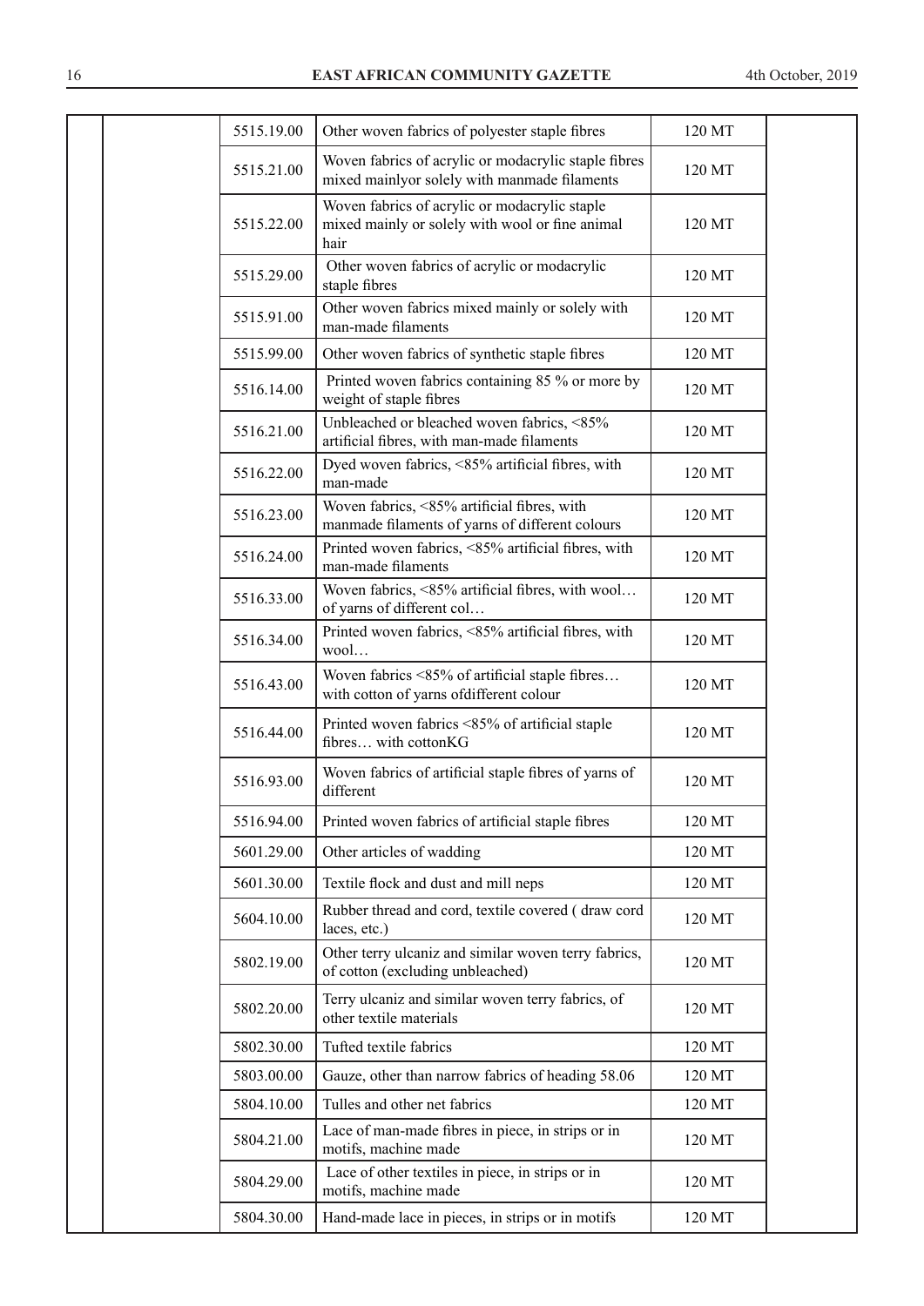| | | | | | |
|---|---|---|---|---|---|
| | | 5515.19.00 | Other woven fabrics of polyester staple fibres | 120 MT | |
| | | 5515.21.00 | Woven fabrics of acrylic or modacrylic staple fibres mixed mainlyor solely with manmade filaments | 120 MT | |
| | | 5515.22.00 | Woven fabrics of acrylic or modacrylic staple mixed mainly or solely with wool or fine animal hair | 120 MT | |
| | | 5515.29.00 | Other woven fabrics of acrylic or modacrylic staple fibres | 120 MT | |
| | | 5515.91.00 | Other woven fabrics mixed mainly or solely with man-made filaments | 120 MT | |
| | | 5515.99.00 | Other woven fabrics of synthetic staple fibres | 120 MT | |
| | | 5516.14.00 | Printed woven fabrics containing 85 % or more by weight of staple fibres | 120 MT | |
| | | 5516.21.00 | Unbleached or bleached woven fabrics, <85% artificial fibres, with man-made filaments | 120 MT | |
| | | 5516.22.00 | Dyed woven fabrics, <85% artificial fibres, with man-made | 120 MT | |
| | | 5516.23.00 | Woven fabrics, <85% artificial fibres, with manmade filaments of yarns of different colours | 120 MT | |
| | | 5516.24.00 | Printed woven fabrics, <85% artificial fibres, with man-made filaments | 120 MT | |
| | | 5516.33.00 | Woven fabrics, <85% artificial fibres, with wool… of yarns of different col… | 120 MT | |
| | | 5516.34.00 | Printed woven fabrics, <85% artificial fibres, with wool… | 120 MT | |
| | | 5516.43.00 | Woven fabrics <85% of artificial staple fibres… with cotton of yarns ofdifferent colour | 120 MT | |
| | | 5516.44.00 | Printed woven fabrics <85% of artificial staple fibres… with cottonKG | 120 MT | |
| | | 5516.93.00 | Woven fabrics of artificial staple fibres of yarns of different | 120 MT | |
| | | 5516.94.00 | Printed woven fabrics of artificial staple fibres | 120 MT | |
| | | 5601.29.00 | Other articles of wadding | 120 MT | |
| | | 5601.30.00 | Textile flock and dust and mill neps | 120 MT | |
| | | 5604.10.00 | Rubber thread and cord, textile covered ( draw cord laces, etc.) | 120 MT | |
| | | 5802.19.00 | Other terry ulcaniz and similar woven terry fabrics, of cotton (excluding unbleached) | 120 MT | |
| | | 5802.20.00 | Terry ulcaniz and similar woven terry fabrics, of other textile materials | 120 MT | |
| | | 5802.30.00 | Tufted textile fabrics | 120 MT | |
| | | 5803.00.00 | Gauze, other than narrow fabrics of heading 58.06 | 120 MT | |
| | | 5804.10.00 | Tulles and other net fabrics | 120 MT | |
| | | 5804.21.00 | Lace of man-made fibres in piece, in strips or in motifs, machine made | 120 MT | |
| | | 5804.29.00 | Lace of other textiles in piece, in strips or in motifs, machine made | 120 MT | |
| | | 5804.30.00 | Hand-made lace in pieces, in strips or in motifs | 120 MT | |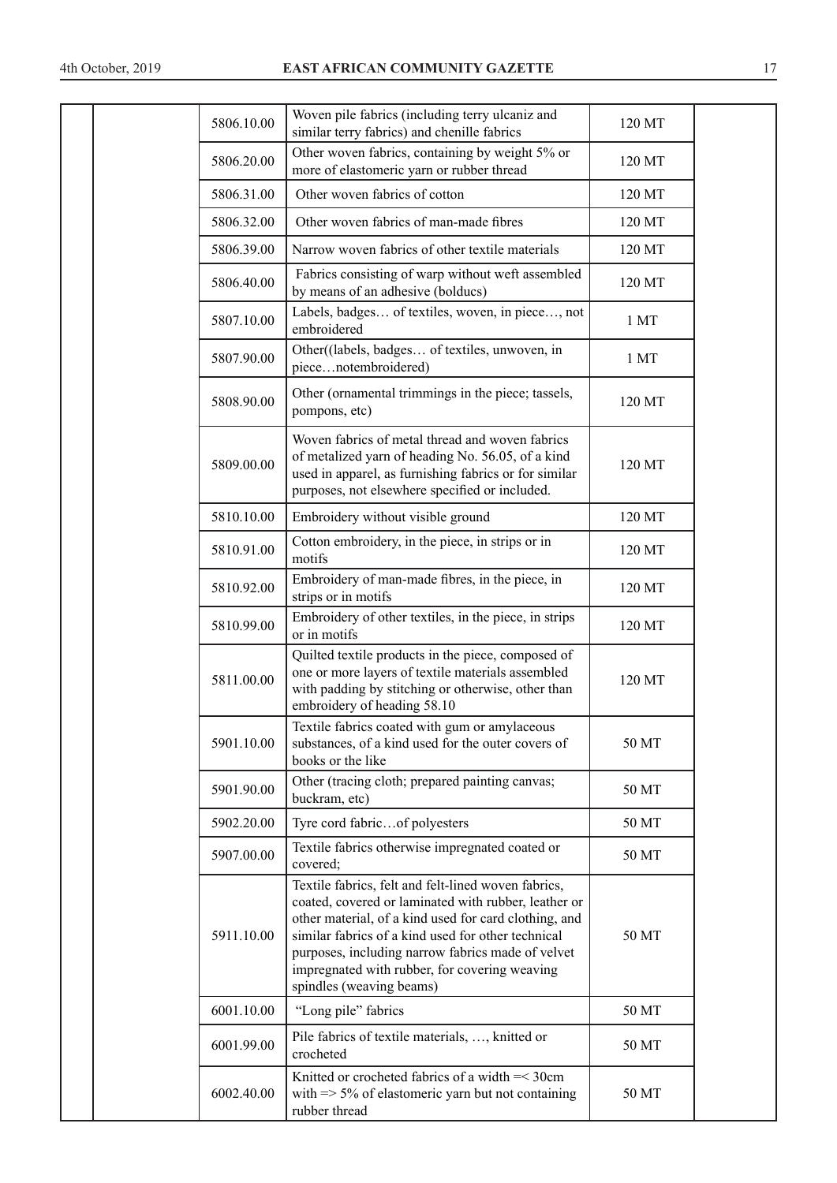| | | | | | |
|---|---|---|---|---|---|
| | | 5806.10.00 | Woven pile fabrics (including terry ulcaniz and similar terry fabrics) and chenille fabrics | 120 MT | |
| | | 5806.20.00 | Other woven fabrics, containing by weight 5% or more of elastomeric yarn or rubber thread | 120 MT | |
| | | 5806.31.00 | Other woven fabrics of cotton | 120 MT | |
| | | 5806.32.00 | Other woven fabrics of man-made fibres | 120 MT | |
| | | 5806.39.00 | Narrow woven fabrics of other textile materials | 120 MT | |
| | | 5806.40.00 | Fabrics consisting of warp without weft assembled by means of an adhesive (bolducs) | 120 MT | |
| | | 5807.10.00 | Labels, badges… of textiles, woven, in piece…, not embroidered | 1 MT | |
| | | 5807.90.00 | Other((labels, badges… of textiles, unwoven, in piece…notembroidered) | 1 MT | |
| | | 5808.90.00 | Other (ornamental trimmings in the piece; tassels, pompons, etc) | 120 MT | |
| | | 5809.00.00 | Woven fabrics of metal thread and woven fabrics of metalized yarn of heading No. 56.05, of a kind used in apparel, as furnishing fabrics or for similar purposes, not elsewhere specified or included. | 120 MT | |
| | | 5810.10.00 | Embroidery without visible ground | 120 MT | |
| | | 5810.91.00 | Cotton embroidery, in the piece, in strips or in motifs | 120 MT | |
| | | 5810.92.00 | Embroidery of man-made fibres, in the piece, in strips or in motifs | 120 MT | |
| | | 5810.99.00 | Embroidery of other textiles, in the piece, in strips or in motifs | 120 MT | |
| | | 5811.00.00 | Quilted textile products in the piece, composed of one or more layers of textile materials assembled with padding by stitching or otherwise, other than embroidery of heading 58.10 | 120 MT | |
| | | 5901.10.00 | Textile fabrics coated with gum or amylaceous substances, of a kind used for the outer covers of books or the like | 50 MT | |
| | | 5901.90.00 | Other (tracing cloth; prepared painting canvas; buckram, etc) | 50 MT | |
| | | 5902.20.00 | Tyre cord fabric…of polyesters | 50 MT | |
| | | 5907.00.00 | Textile fabrics otherwise impregnated coated or covered; | 50 MT | |
| | | 5911.10.00 | Textile fabrics, felt and felt-lined woven fabrics, coated, covered or laminated with rubber, leather or other material, of a kind used for card clothing, and similar fabrics of a kind used for other technical purposes, including narrow fabrics made of velvet impregnated with rubber, for covering weaving spindles (weaving beams) | 50 MT | |
| | | 6001.10.00 | "Long pile" fabrics | 50 MT | |
| | | 6001.99.00 | Pile fabrics of textile materials, …, knitted or crocheted | 50 MT | |
| | | 6002.40.00 | Knitted or crocheted fabrics of a width =< 30cm with => 5% of elastomeric yarn but not containing rubber thread | 50 MT | |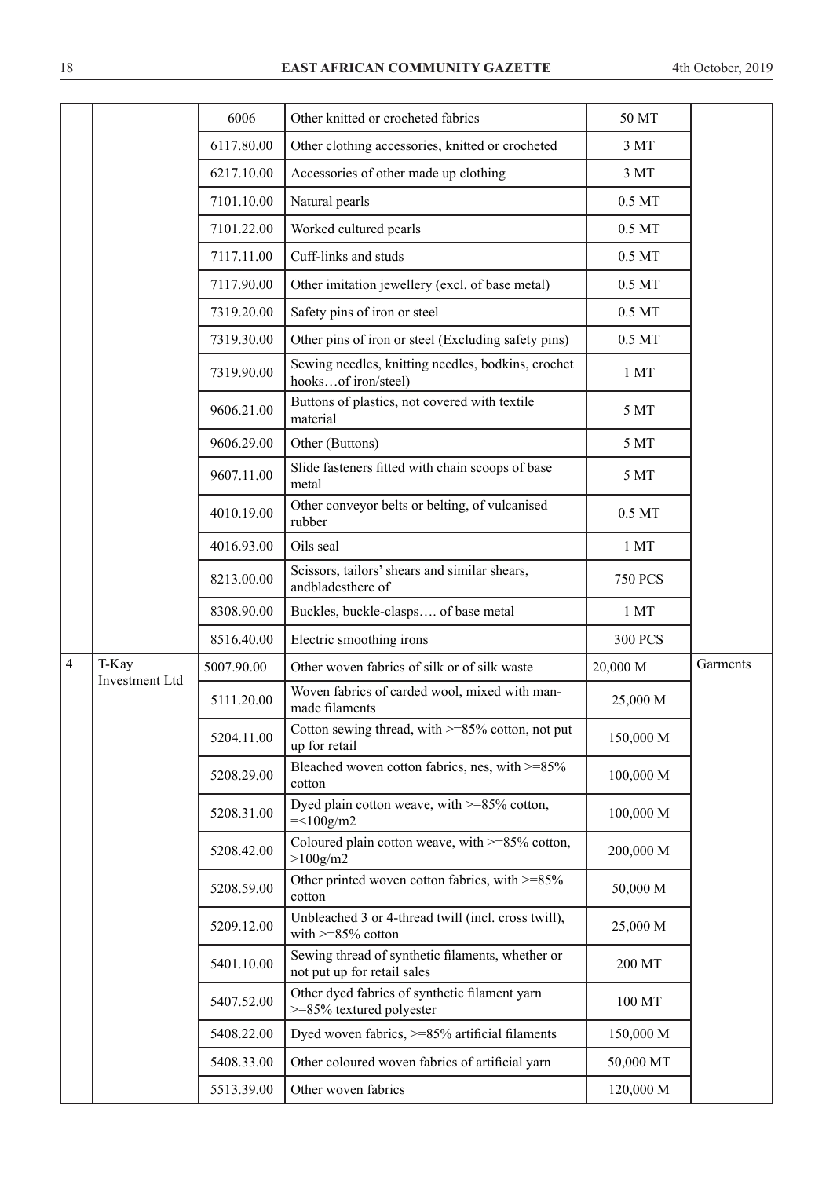| | | | | | |
|---|---|---|---|---|---|
| | | 6006 | Other knitted or crocheted fabrics | 50 MT | |
| | | 6117.80.00 | Other clothing accessories, knitted or crocheted | 3 MT | |
| | | 6217.10.00 | Accessories of other made up clothing | 3 MT | |
| | | 7101.10.00 | Natural pearls | 0.5 MT | |
| | | 7101.22.00 | Worked cultured pearls | 0.5 MT | |
| | | 7117.11.00 | Cuff-links and studs | 0.5 MT | |
| | | 7117.90.00 | Other imitation jewellery (excl. of base metal) | 0.5 MT | |
| | | 7319.20.00 | Safety pins of iron or steel | 0.5 MT | |
| | | 7319.30.00 | Other pins of iron or steel (Excluding safety pins) | 0.5 MT | |
| | | 7319.90.00 | Sewing needles, knitting needles, bodkins, crochet hooks…of iron/steel) | 1 MT | |
| | | 9606.21.00 | Buttons of plastics, not covered with textile material | 5 MT | |
| | | 9606.29.00 | Other (Buttons) | 5 MT | |
| | | 9607.11.00 | Slide fasteners fitted with chain scoops of base metal | 5 MT | |
| | | 4010.19.00 | Other conveyor belts or belting, of vulcanised rubber | 0.5 MT | |
| | | 4016.93.00 | Oils seal | 1 MT | |
| | | 8213.00.00 | Scissors, tailors' shears and similar shears, andbladesthere of | 750 PCS | |
| | | 8308.90.00 | Buckles, buckle-clasps…. of base metal | 1 MT | |
| | | 8516.40.00 | Electric smoothing irons | 300 PCS | |
| 4 | T-Kay Investment Ltd | 5007.90.00 | Other woven fabrics of silk or of silk waste | 20,000 M | Garments |
| | | 5111.20.00 | Woven fabrics of carded wool, mixed with man-made filaments | 25,000 M | |
| | | 5204.11.00 | Cotton sewing thread, with >=85% cotton, not put up for retail | 150,000 M | |
| | | 5208.29.00 | Bleached woven cotton fabrics, nes, with >=85% cotton | 100,000 M | |
| | | 5208.31.00 | Dyed plain cotton weave, with >=85% cotton, =<100g/m2 | 100,000 M | |
| | | 5208.42.00 | Coloured plain cotton weave, with >=85% cotton, >100g/m2 | 200,000 M | |
| | | 5208.59.00 | Other printed woven cotton fabrics, with >=85% cotton | 50,000 M | |
| | | 5209.12.00 | Unbleached 3 or 4-thread twill (incl. cross twill), with >=85% cotton | 25,000 M | |
| | | 5401.10.00 | Sewing thread of synthetic filaments, whether or not put up for retail sales | 200 MT | |
| | | 5407.52.00 | Other dyed fabrics of synthetic filament yarn >=85% textured polyester | 100 MT | |
| | | 5408.22.00 | Dyed woven fabrics, >=85% artificial filaments | 150,000 M | |
| | | 5408.33.00 | Other coloured woven fabrics of artificial yarn | 50,000 MT | |
| | | 5513.39.00 | Other woven fabrics | 120,000 M | |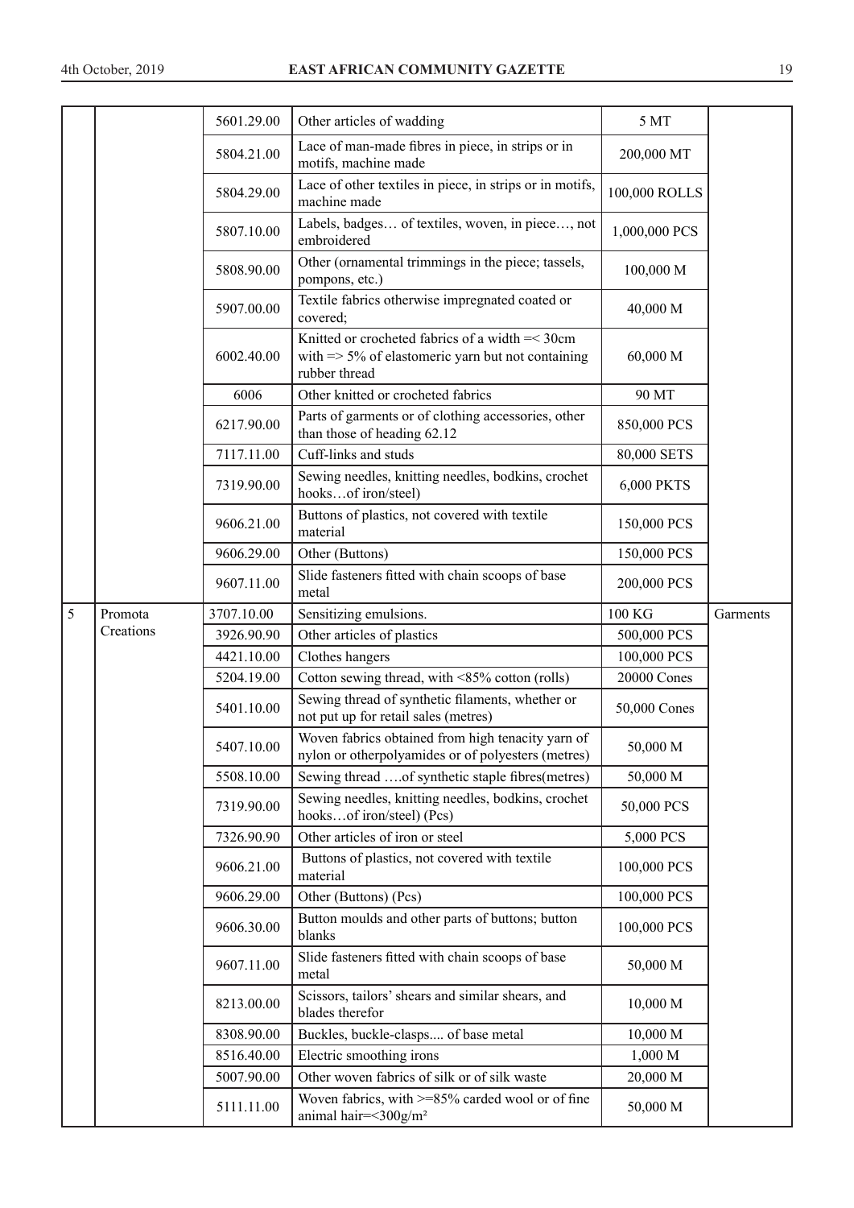| | | | | | |
|---|---|---|---|---|---|
| | | 5601.29.00 | Other articles of wadding | 5 MT | |
| | | 5804.21.00 | Lace of man-made fibres in piece, in strips or in motifs, machine made | 200,000 MT | |
| | | 5804.29.00 | Lace of other textiles in piece, in strips or in motifs, machine made | 100,000 ROLLS | |
| | | 5807.10.00 | Labels, badges… of textiles, woven, in piece…, not embroidered | 1,000,000 PCS | |
| | | 5808.90.00 | Other (ornamental trimmings in the piece; tassels, pompons, etc.) | 100,000 M | |
| | | 5907.00.00 | Textile fabrics otherwise impregnated coated or covered; | 40,000 M | |
| | | 6002.40.00 | Knitted or crocheted fabrics of a width =< 30cm with => 5% of elastomeric yarn but not containing rubber thread | 60,000 M | |
| | | 6006 | Other knitted or crocheted fabrics | 90 MT | |
| | | 6217.90.00 | Parts of garments or of clothing accessories, other than those of heading 62.12 | 850,000 PCS | |
| | | 7117.11.00 | Cuff-links and studs | 80,000 SETS | |
| | | 7319.90.00 | Sewing needles, knitting needles, bodkins, crochet hooks…of iron/steel) | 6,000 PKTS | |
| | | 9606.21.00 | Buttons of plastics, not covered with textile material | 150,000 PCS | |
| | | 9606.29.00 | Other (Buttons) | 150,000 PCS | |
| | | 9607.11.00 | Slide fasteners fitted with chain scoops of base metal | 200,000 PCS | |
| 5 | Promota Creations | 3707.10.00 | Sensitizing emulsions. | 100 KG | Garments |
| | | 3926.90.90 | Other articles of plastics | 500,000 PCS | |
| | | 4421.10.00 | Clothes hangers | 100,000 PCS | |
| | | 5204.19.00 | Cotton sewing thread, with <85% cotton (rolls) | 20000 Cones | |
| | | 5401.10.00 | Sewing thread of synthetic filaments, whether or not put up for retail sales (metres) | 50,000 Cones | |
| | | 5407.10.00 | Woven fabrics obtained from high tenacity yarn of nylon or otherpolyamides or of polyesters (metres) | 50,000 M | |
| | | 5508.10.00 | Sewing thread ….of synthetic staple fibres(metres) | 50,000 M | |
| | | 7319.90.00 | Sewing needles, knitting needles, bodkins, crochet hooks…of iron/steel) (Pcs) | 50,000 PCS | |
| | | 7326.90.90 | Other articles of iron or steel | 5,000 PCS | |
| | | 9606.21.00 | Buttons of plastics, not covered with textile material | 100,000 PCS | |
| | | 9606.29.00 | Other (Buttons) (Pcs) | 100,000 PCS | |
| | | 9606.30.00 | Button moulds and other parts of buttons; button blanks | 100,000 PCS | |
| | | 9607.11.00 | Slide fasteners fitted with chain scoops of base metal | 50,000 M | |
| | | 8213.00.00 | Scissors, tailors' shears and similar shears, and blades therefor | 10,000 M | |
| | | 8308.90.00 | Buckles, buckle-clasps.... of base metal | 10,000 M | |
| | | 8516.40.00 | Electric smoothing irons | 1,000 M | |
| | | 5007.90.00 | Other woven fabrics of silk or of silk waste | 20,000 M | |
| | | 5111.11.00 | Woven fabrics, with >=85% carded wool or of fine animal hair=<300g/m² | 50,000 M | |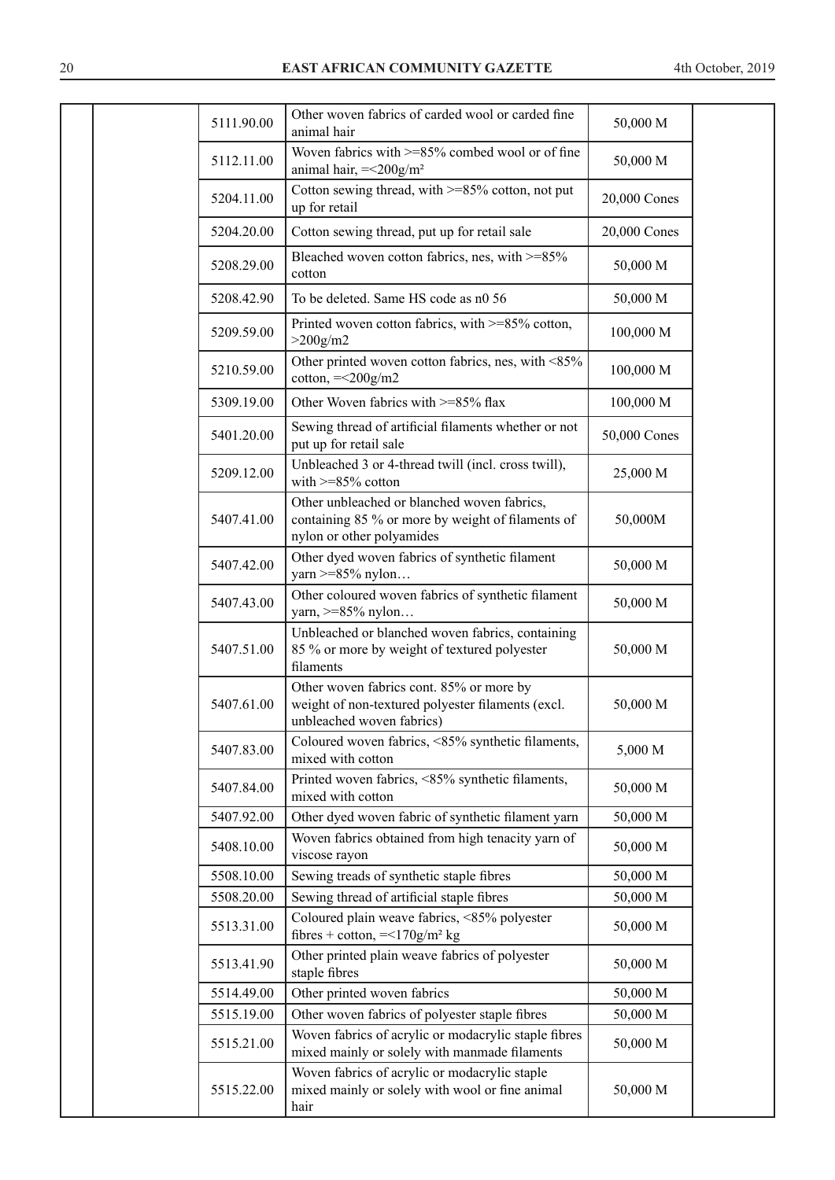| | | | | | |
|---|---|---|---|---|---|
| | | 5111.90.00 | Other woven fabrics of carded wool or carded fine animal hair | 50,000 M | |
| | | 5112.11.00 | Woven fabrics with >=85% combed wool or of fine animal hair, =<200g/m² | 50,000 M | |
| | | 5204.11.00 | Cotton sewing thread, with >=85% cotton, not put up for retail | 20,000 Cones | |
| | | 5204.20.00 | Cotton sewing thread, put up for retail sale | 20,000 Cones | |
| | | 5208.29.00 | Bleached woven cotton fabrics, nes, with >=85% cotton | 50,000 M | |
| | | 5208.42.90 | To be deleted. Same HS code as n0 56 | 50,000 M | |
| | | 5209.59.00 | Printed woven cotton fabrics, with >=85% cotton, >200g/m2 | 100,000 M | |
| | | 5210.59.00 | Other printed woven cotton fabrics, nes, with <85% cotton, =<200g/m2 | 100,000 M | |
| | | 5309.19.00 | Other Woven fabrics with >=85% flax | 100,000 M | |
| | | 5401.20.00 | Sewing thread of artificial filaments whether or not put up for retail sale | 50,000 Cones | |
| | | 5209.12.00 | Unbleached 3 or 4-thread twill (incl. cross twill), with >=85% cotton | 25,000 M | |
| | | 5407.41.00 | Other unbleached or blanched woven fabrics, containing 85 % or more by weight of filaments of nylon or other polyamides | 50,000M | |
| | | 5407.42.00 | Other dyed woven fabrics of synthetic filament yarn >=85% nylon… | 50,000 M | |
| | | 5407.43.00 | Other coloured woven fabrics of synthetic filament yarn, >=85% nylon… | 50,000 M | |
| | | 5407.51.00 | Unbleached or blanched woven fabrics, containing 85 % or more by weight of textured polyester filaments | 50,000 M | |
| | | 5407.61.00 | Other woven fabrics cont. 85% or more by weight of non-textured polyester filaments (excl. unbleached woven fabrics) | 50,000 M | |
| | | 5407.83.00 | Coloured woven fabrics, <85% synthetic filaments, mixed with cotton | 5,000 M | |
| | | 5407.84.00 | Printed woven fabrics, <85% synthetic filaments, mixed with cotton | 50,000 M | |
| | | 5407.92.00 | Other dyed woven fabric of synthetic filament yarn | 50,000 M | |
| | | 5408.10.00 | Woven fabrics obtained from high tenacity yarn of viscose rayon | 50,000 M | |
| | | 5508.10.00 | Sewing treads of synthetic staple fibres | 50,000 M | |
| | | 5508.20.00 | Sewing thread of artificial staple fibres | 50,000 M | |
| | | 5513.31.00 | Coloured plain weave fabrics, <85% polyester fibres + cotton, =<170g/m² kg | 50,000 M | |
| | | 5513.41.90 | Other printed plain weave fabrics of polyester staple fibres | 50,000 M | |
| | | 5514.49.00 | Other printed woven fabrics | 50,000 M | |
| | | 5515.19.00 | Other woven fabrics of polyester staple fibres | 50,000 M | |
| | | 5515.21.00 | Woven fabrics of acrylic or modacrylic staple fibres mixed mainly or solely with manmade filaments | 50,000 M | |
| | | 5515.22.00 | Woven fabrics of acrylic or modacrylic staple mixed mainly or solely with wool or fine animal hair | 50,000 M | |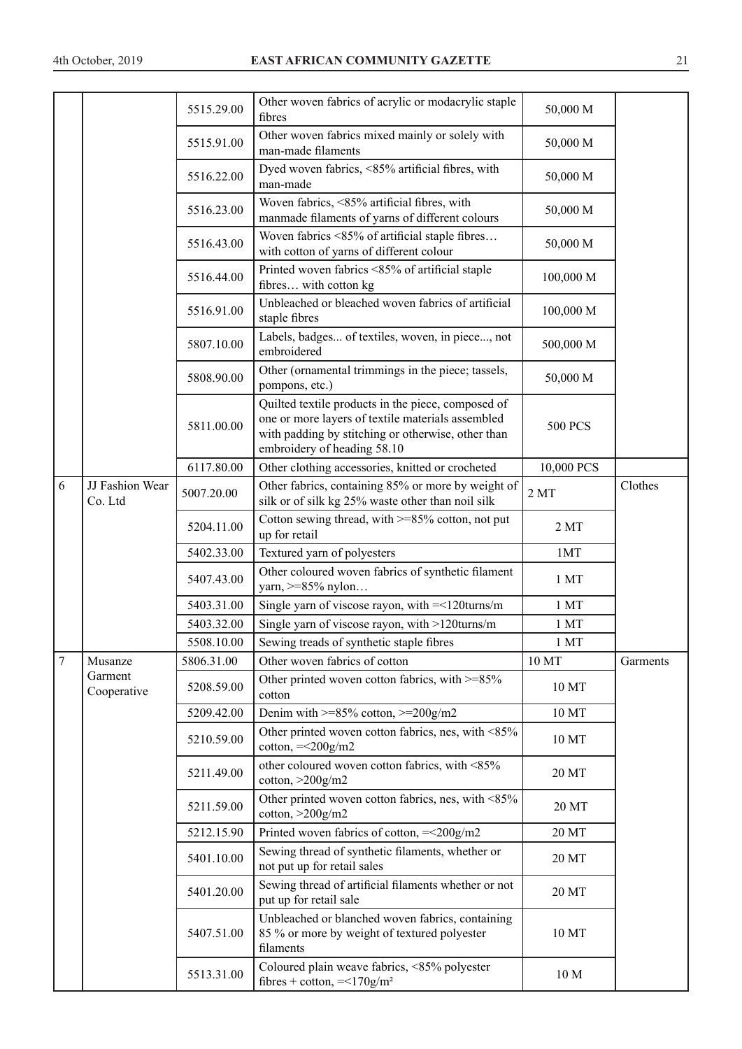| | | | | | |
|---|---|---|---|---|---|
| | | 5515.29.00 | Other woven fabrics of acrylic or modacrylic staple fibres | 50,000 M | |
| | | 5515.91.00 | Other woven fabrics mixed mainly or solely with man-made filaments | 50,000 M | |
| | | 5516.22.00 | Dyed woven fabrics, <85% artificial fibres, with man-made | 50,000 M | |
| | | 5516.23.00 | Woven fabrics, <85% artificial fibres, with manmade filaments of yarns of different colours | 50,000 M | |
| | | 5516.43.00 | Woven fabrics <85% of artificial staple fibres… with cotton of yarns of different colour | 50,000 M | |
| | | 5516.44.00 | Printed woven fabrics <85% of artificial staple fibres… with cotton kg | 100,000 M | |
| | | 5516.91.00 | Unbleached or bleached woven fabrics of artificial staple fibres | 100,000 M | |
| | | 5807.10.00 | Labels, badges... of textiles, woven, in piece..., not embroidered | 500,000 M | |
| | | 5808.90.00 | Other (ornamental trimmings in the piece; tassels, pompons, etc.) | 50,000 M | |
| | | 5811.00.00 | Quilted textile products in the piece, composed of one or more layers of textile materials assembled with padding by stitching or otherwise, other than embroidery of heading 58.10 | 500 PCS | |
| | | 6117.80.00 | Other clothing accessories, knitted or crocheted | 10,000 PCS | |
| 6 | JJ Fashion Wear Co. Ltd | 5007.20.00 | Other fabrics, containing 85% or more by weight of silk or of silk kg 25% waste other than noil silk | 2 MT | Clothes |
| | | 5204.11.00 | Cotton sewing thread, with >=85% cotton, not put up for retail | 2 MT | |
| | | 5402.33.00 | Textured yarn of polyesters | 1MT | |
| | | 5407.43.00 | Other coloured woven fabrics of synthetic filament yarn, >=85% nylon… | 1 MT | |
| | | 5403.31.00 | Single yarn of viscose rayon, with =<120turns/m | 1 MT | |
| | | 5403.32.00 | Single yarn of viscose rayon, with >120turns/m | 1 MT | |
| | | 5508.10.00 | Sewing treads of synthetic staple fibres | 1 MT | |
| 7 | Musanze Garment Cooperative | 5806.31.00 | Other woven fabrics of cotton | 10 MT | Garments |
| | | 5208.59.00 | Other printed woven cotton fabrics, with >=85% cotton | 10 MT | |
| | | 5209.42.00 | Denim with >=85% cotton, >=200g/m2 | 10 MT | |
| | | 5210.59.00 | Other printed woven cotton fabrics, nes, with <85% cotton, =<200g/m2 | 10 MT | |
| | | 5211.49.00 | other coloured woven cotton fabrics, with <85% cotton, >200g/m2 | 20 MT | |
| | | 5211.59.00 | Other printed woven cotton fabrics, nes, with <85% cotton, >200g/m2 | 20 MT | |
| | | 5212.15.90 | Printed woven fabrics of cotton, =<200g/m2 | 20 MT | |
| | | 5401.10.00 | Sewing thread of synthetic filaments, whether or not put up for retail sales | 20 MT | |
| | | 5401.20.00 | Sewing thread of artificial filaments whether or not put up for retail sale | 20 MT | |
| | | 5407.51.00 | Unbleached or blanched woven fabrics, containing 85 % or more by weight of textured polyester filaments | 10 MT | |
| | | 5513.31.00 | Coloured plain weave fabrics, <85% polyester fibres + cotton, =<170g/m² | 10 M | |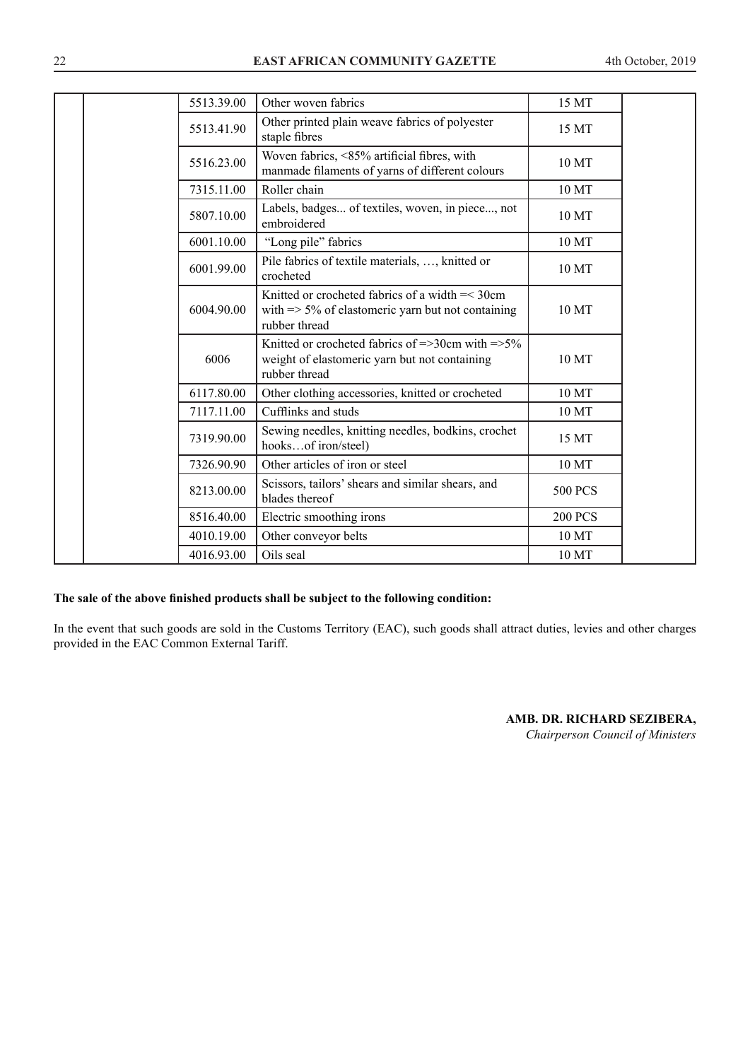| | | | | | |
|---|---|---|---|---|---|
| | | 5513.39.00 | Other woven fabrics | 15 MT | |
| | | 5513.41.90 | Other printed plain weave fabrics of polyester staple fibres | 15 MT | |
| | | 5516.23.00 | Woven fabrics, <85% artificial fibres, with manmade filaments of yarns of different colours | 10 MT | |
| | | 7315.11.00 | Roller chain | 10 MT | |
| | | 5807.10.00 | Labels, badges... of textiles, woven, in piece..., not embroidered | 10 MT | |
| | | 6001.10.00 | "Long pile" fabrics | 10 MT | |
| | | 6001.99.00 | Pile fabrics of textile materials, …, knitted or crocheted | 10 MT | |
| | | 6004.90.00 | Knitted or crocheted fabrics of a width =< 30cm with => 5% of elastomeric yarn but not containing rubber thread | 10 MT | |
| | | 6006 | Knitted or crocheted fabrics of =>30cm with =>5% weight of elastomeric yarn but not containing rubber thread | 10 MT | |
| | | 6117.80.00 | Other clothing accessories, knitted or crocheted | 10 MT | |
| | | 7117.11.00 | Cufflinks and studs | 10 MT | |
| | | 7319.90.00 | Sewing needles, knitting needles, bodkins, crochet hooks…of iron/steel) | 15 MT | |
| | | 7326.90.90 | Other articles of iron or steel | 10 MT | |
| | | 8213.00.00 | Scissors, tailors' shears and similar shears, and blades thereof | 500 PCS | |
| | | 8516.40.00 | Electric smoothing irons | 200 PCS | |
| | | 4010.19.00 | Other conveyor belts | 10 MT | |
| | | 4016.93.00 | Oils seal | 10 MT | |

**The sale of the above finished products shall be subject to the following condition:**

In the event that such goods are sold in the Customs Territory (EAC), such goods shall attract duties, levies and other charges provided in the EAC Common External Tariff.

**AMB. DR. RICHARD SEZIBERA,**
*Chairperson Council of Ministers*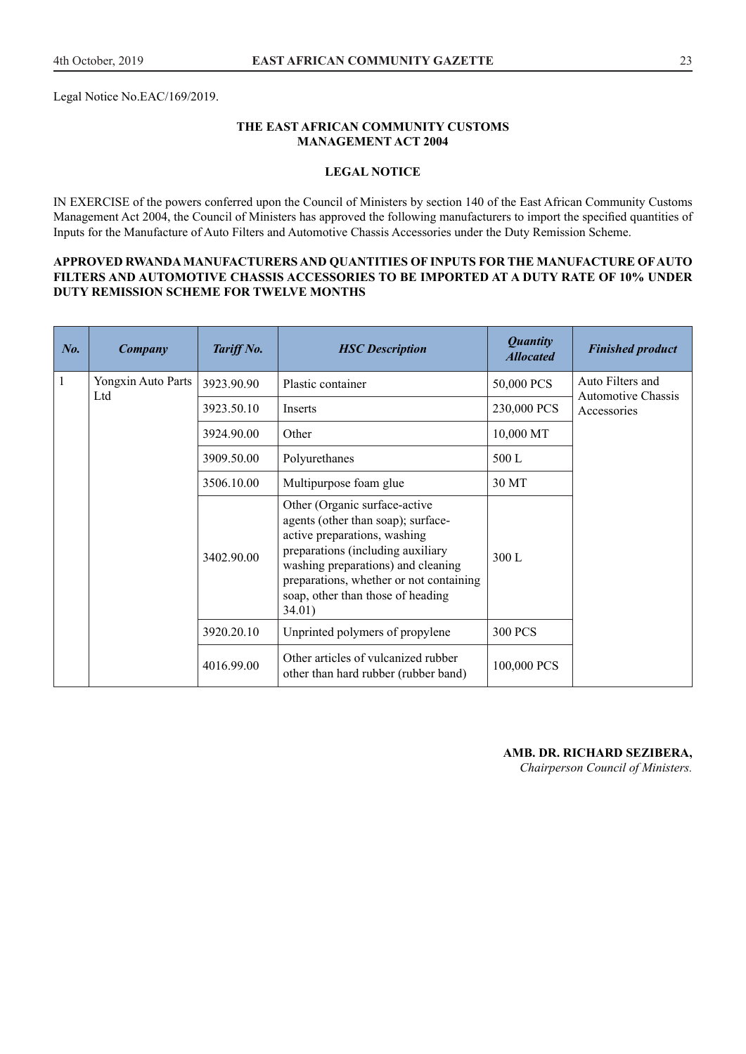Legal Notice No.EAC/169/2019.

**THE EAST AFRICAN COMMUNITY CUSTOMS MANAGEMENT ACT 2004**

**LEGAL NOTICE**

IN EXERCISE of the powers conferred upon the Council of Ministers by section 140 of the East African Community Customs Management Act 2004, the Council of Ministers has approved the following manufacturers to import the specified quantities of Inputs for the Manufacture of Auto Filters and Automotive Chassis Accessories under the Duty Remission Scheme.

**APPROVED RWANDA MANUFACTURERS AND QUANTITIES OF INPUTS FOR THE MANUFACTURE OF AUTO FILTERS AND AUTOMOTIVE CHASSIS ACCESSORIES TO BE IMPORTED AT A DUTY RATE OF 10% UNDER DUTY REMISSION SCHEME FOR TWELVE MONTHS**

| *No.* | *Company* | *Tariff No.* | *HSC Description* | *Quantity Allocated* | *Finished product* |
|---|---|---|---|---|---|
| 1 | Yongxin Auto Parts Ltd | 3923.90.90 | Plastic container | 50,000 PCS | Auto Filters and Automotive Chassis Accessories |
| | | 3923.50.10 | Inserts | 230,000 PCS | |
| | | 3924.90.00 | Other | 10,000 MT | |
| | | 3909.50.00 | Polyurethanes | 500 L | |
| | | 3506.10.00 | Multipurpose foam glue | 30 MT | |
| | | 3402.90.00 | Other (Organic surface-active agents (other than soap); surface-active preparations, washing preparations (including auxiliary washing preparations) and cleaning preparations, whether or not containing soap, other than those of heading 34.01) | 300 L | |
| | | 3920.20.10 | Unprinted polymers of propylene | 300 PCS | |
| | | 4016.99.00 | Other articles of vulcanized rubber other than hard rubber (rubber band) | 100,000 PCS | |

**AMB. DR. RICHARD SEZIBERA,**
*Chairperson Council of Ministers.*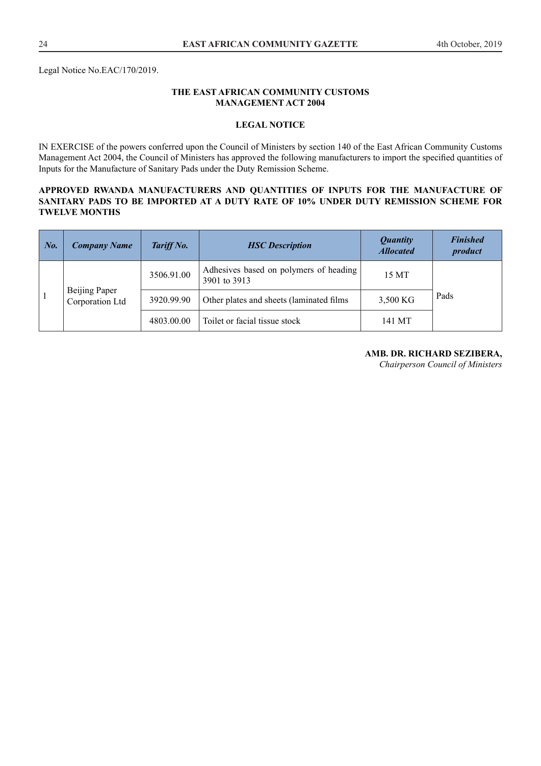Legal Notice No.EAC/170/2019.

**THE EAST AFRICAN COMMUNITY CUSTOMS MANAGEMENT ACT 2004**

**LEGAL NOTICE**

IN EXERCISE of the powers conferred upon the Council of Ministers by section 140 of the East African Community Customs Management Act 2004, the Council of Ministers has approved the following manufacturers to import the specified quantities of Inputs for the Manufacture of Sanitary Pads under the Duty Remission Scheme.

**APPROVED RWANDA MANUFACTURERS AND QUANTITIES OF INPUTS FOR THE MANUFACTURE OF SANITARY PADS TO BE IMPORTED AT A DUTY RATE OF 10% UNDER DUTY REMISSION SCHEME FOR TWELVE MONTHS**

| ***No.*** | ***Company Name*** | ***Tariff No.*** | ***HSC Description*** | ***Quantity Allocated*** | ***Finished product*** |
|---|---|---|---|---|---|
| 1 | Beijing Paper Corporation Ltd | 3506.91.00 | Adhesives based on polymers of heading 3901 to 3913 | 15 MT | Pads |
| | | 3920.99.90 | Other plates and sheets (laminated films | 3,500 KG | |
| | | 4803.00.00 | Toilet or facial tissue stock | 141 MT | |

**AMB. DR. RICHARD SEZIBERA,**
*Chairperson Council of Ministers*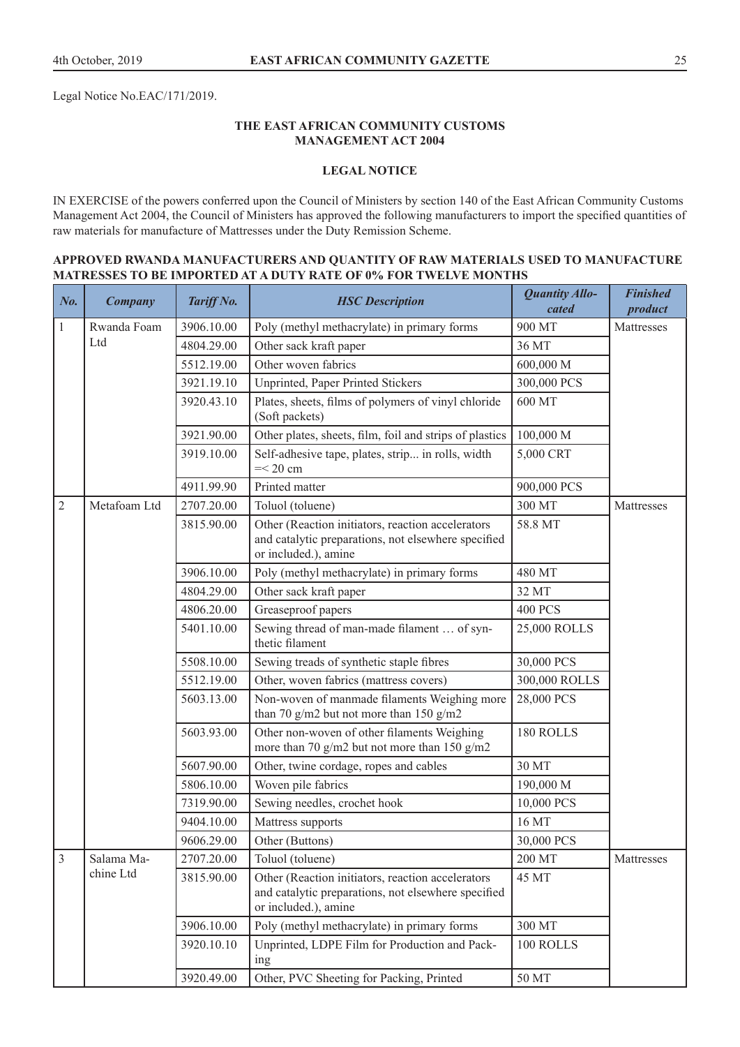Legal Notice No.EAC/171/2019.

**THE EAST AFRICAN COMMUNITY CUSTOMS MANAGEMENT ACT 2004**

**LEGAL NOTICE**

IN EXERCISE of the powers conferred upon the Council of Ministers by section 140 of the East African Community Customs Management Act 2004, the Council of Ministers has approved the following manufacturers to import the specified quantities of raw materials for manufacture of Mattresses under the Duty Remission Scheme.

**APPROVED RWANDA MANUFACTURERS AND QUANTITY OF RAW MATERIALS USED TO MANUFACTURE MATRESSES TO BE IMPORTED AT A DUTY RATE OF 0% FOR TWELVE MONTHS**

| *No.* | *Company* | *Tariff No.* | *HSC Description* | *Quantity Allocated* | *Finished product* |
|---|---|---|---|---|---|
| 1 | Rwanda Foam Ltd | 3906.10.00 | Poly (methyl methacrylate) in primary forms | 900 MT | Mattresses |
| | | 4804.29.00 | Other sack kraft paper | 36 MT | |
| | | 5512.19.00 | Other woven fabrics | 600,000 M | |
| | | 3921.19.10 | Unprinted, Paper Printed Stickers | 300,000 PCS | |
| | | 3920.43.10 | Plates, sheets, films of polymers of vinyl chloride (Soft packets) | 600 MT | |
| | | 3921.90.00 | Other plates, sheets, film, foil and strips of plastics | 100,000 M | |
| | | 3919.10.00 | Self-adhesive tape, plates, strip... in rolls, width =< 20 cm | 5,000 CRT | |
| | | 4911.99.90 | Printed matter | 900,000 PCS | |
| 2 | Metafoam Ltd | 2707.20.00 | Toluol (toluene) | 300 MT | Mattresses |
| | | 3815.90.00 | Other (Reaction initiators, reaction accelerators and catalytic preparations, not elsewhere specified or included.), amine | 58.8 MT | |
| | | 3906.10.00 | Poly (methyl methacrylate) in primary forms | 480 MT | |
| | | 4804.29.00 | Other sack kraft paper | 32 MT | |
| | | 4806.20.00 | Greaseproof papers | 400 PCS | |
| | | 5401.10.00 | Sewing thread of man-made filament … of synthetic filament | 25,000 ROLLS | |
| | | 5508.10.00 | Sewing treads of synthetic staple fibres | 30,000 PCS | |
| | | 5512.19.00 | Other, woven fabrics (mattress covers) | 300,000 ROLLS | |
| | | 5603.13.00 | Non-woven of manmade filaments Weighing more than 70 g/m2 but not more than 150 g/m2 | 28,000 PCS | |
| | | 5603.93.00 | Other non-woven of other filaments Weighing more than 70 g/m2 but not more than 150 g/m2 | 180 ROLLS | |
| | | 5607.90.00 | Other, twine cordage, ropes and cables | 30 MT | |
| | | 5806.10.00 | Woven pile fabrics | 190,000 M | |
| | | 7319.90.00 | Sewing needles, crochet hook | 10,000 PCS | |
| | | 9404.10.00 | Mattress supports | 16 MT | |
| | | 9606.29.00 | Other (Buttons) | 30,000 PCS | |
| 3 | Salama Machine Ltd | 2707.20.00 | Toluol (toluene) | 200 MT | Mattresses |
| | | 3815.90.00 | Other (Reaction initiators, reaction accelerators and catalytic preparations, not elsewhere specified or included.), amine | 45 MT | |
| | | 3906.10.00 | Poly (methyl methacrylate) in primary forms | 300 MT | |
| | | 3920.10.10 | Unprinted, LDPE Film for Production and Packing | 100 ROLLS | |
| | | 3920.49.00 | Other, PVC Sheeting for Packing, Printed | 50 MT | |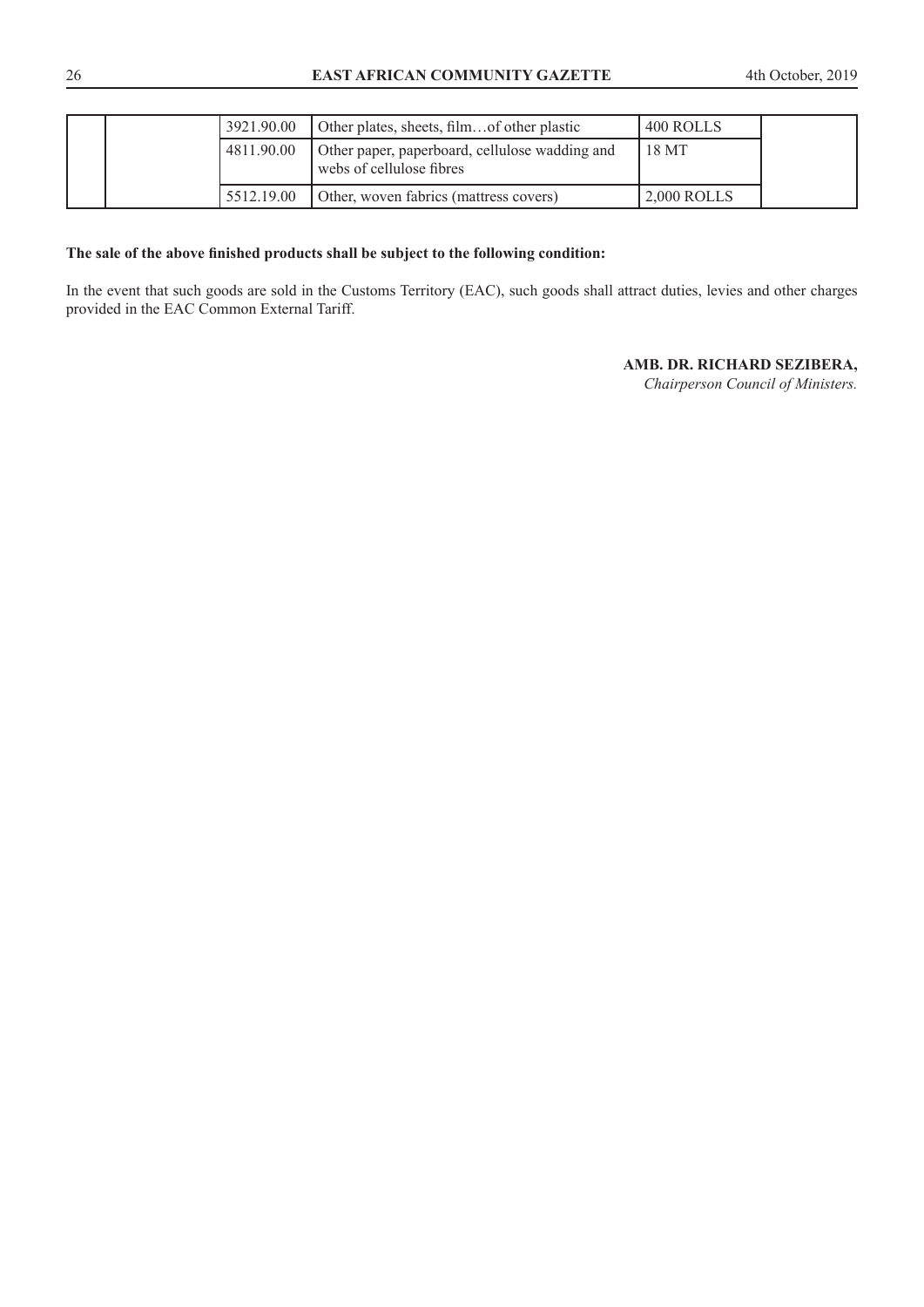|  |  | 3921.90.00 | Other plates, sheets, film…of other plastic | 400 ROLLS |  |
|---|---|---|---|---|---|
|  |  | 4811.90.00 | Other paper, paperboard, cellulose wadding and webs of cellulose fibres | 18 MT |  |
|  |  | 5512.19.00 | Other, woven fabrics (mattress covers) | 2,000 ROLLS |  |

**The sale of the above finished products shall be subject to the following condition:**

In the event that such goods are sold in the Customs Territory (EAC), such goods shall attract duties, levies and other charges provided in the EAC Common External Tariff.

**AMB. DR. RICHARD SEZIBERA,**
*Chairperson Council of Ministers.*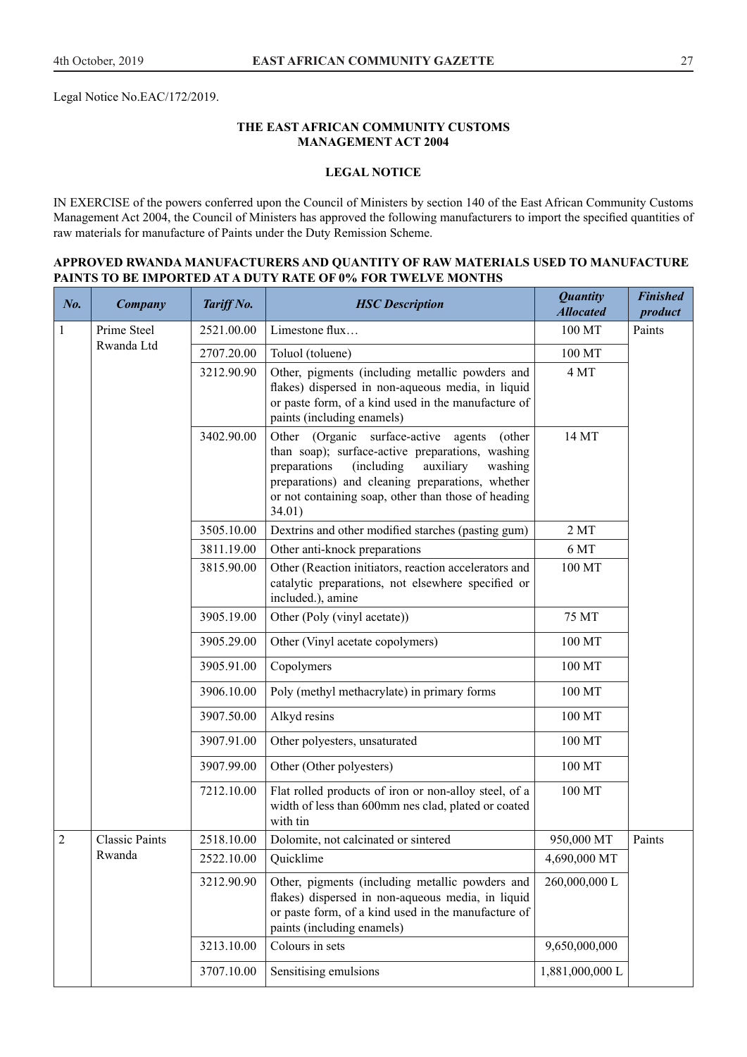Legal Notice No.EAC/172/2019.

**THE EAST AFRICAN COMMUNITY CUSTOMS MANAGEMENT ACT 2004**

**LEGAL NOTICE**

IN EXERCISE of the powers conferred upon the Council of Ministers by section 140 of the East African Community Customs Management Act 2004, the Council of Ministers has approved the following manufacturers to import the specified quantities of raw materials for manufacture of Paints under the Duty Remission Scheme.

**APPROVED RWANDA MANUFACTURERS AND QUANTITY OF RAW MATERIALS USED TO MANUFACTURE PAINTS TO BE IMPORTED AT A DUTY RATE OF 0% FOR TWELVE MONTHS**

| *No.* | *Company* | *Tariff No.* | *HSC Description* | *Quantity Allocated* | *Finished product* |
|---|---|---|---|---|---|
| 1 | Prime Steel Rwanda Ltd | 2521.00.00 | Limestone flux… | 100 MT | Paints |
| | | 2707.20.00 | Toluol (toluene) | 100 MT | |
| | | 3212.90.90 | Other, pigments (including metallic powders and flakes) dispersed in non-aqueous media, in liquid or paste form, of a kind used in the manufacture of paints (including enamels) | 4 MT | |
| | | 3402.90.00 | Other (Organic surface-active agents (other than soap); surface-active preparations, washing preparations (including auxiliary washing preparations) and cleaning preparations, whether or not containing soap, other than those of heading 34.01) | 14 MT | |
| | | 3505.10.00 | Dextrins and other modified starches (pasting gum) | 2 MT | |
| | | 3811.19.00 | Other anti-knock preparations | 6 MT | |
| | | 3815.90.00 | Other (Reaction initiators, reaction accelerators and catalytic preparations, not elsewhere specified or included.), amine | 100 MT | |
| | | 3905.19.00 | Other (Poly (vinyl acetate)) | 75 MT | |
| | | 3905.29.00 | Other (Vinyl acetate copolymers) | 100 MT | |
| | | 3905.91.00 | Copolymers | 100 MT | |
| | | 3906.10.00 | Poly (methyl methacrylate) in primary forms | 100 MT | |
| | | 3907.50.00 | Alkyd resins | 100 MT | |
| | | 3907.91.00 | Other polyesters, unsaturated | 100 MT | |
| | | 3907.99.00 | Other (Other polyesters) | 100 MT | |
| | | 7212.10.00 | Flat rolled products of iron or non-alloy steel, of a width of less than 600mm nes clad, plated or coated with tin | 100 MT | |
| 2 | Classic Paints Rwanda | 2518.10.00 | Dolomite, not calcinated or sintered | 950,000 MT | Paints |
| | | 2522.10.00 | Quicklime | 4,690,000 MT | |
| | | 3212.90.90 | Other, pigments (including metallic powders and flakes) dispersed in non-aqueous media, in liquid or paste form, of a kind used in the manufacture of paints (including enamels) | 260,000,000 L | |
| | | 3213.10.00 | Colours in sets | 9,650,000,000 | |
| | | 3707.10.00 | Sensitising emulsions | 1,881,000,000 L | |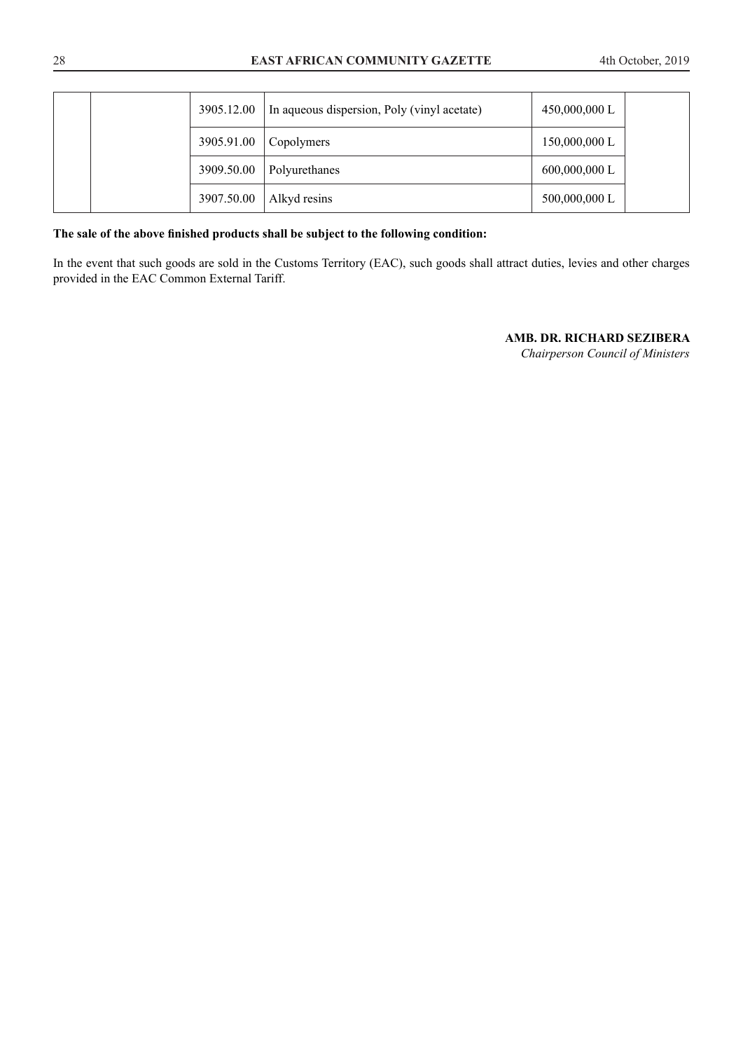| | | | | | |
|---|---|---|---|---|---|
| | | 3905.12.00 | In aqueous dispersion, Poly (vinyl acetate) | 450,000,000 L | |
| | | 3905.91.00 | Copolymers | 150,000,000 L | |
| | | 3909.50.00 | Polyurethanes | 600,000,000 L | |
| | | 3907.50.00 | Alkyd resins | 500,000,000 L | |

**The sale of the above finished products shall be subject to the following condition:**

In the event that such goods are sold in the Customs Territory (EAC), such goods shall attract duties, levies and other charges provided in the EAC Common External Tariff.

**AMB. DR. RICHARD SEZIBERA**
*Chairperson Council of Ministers*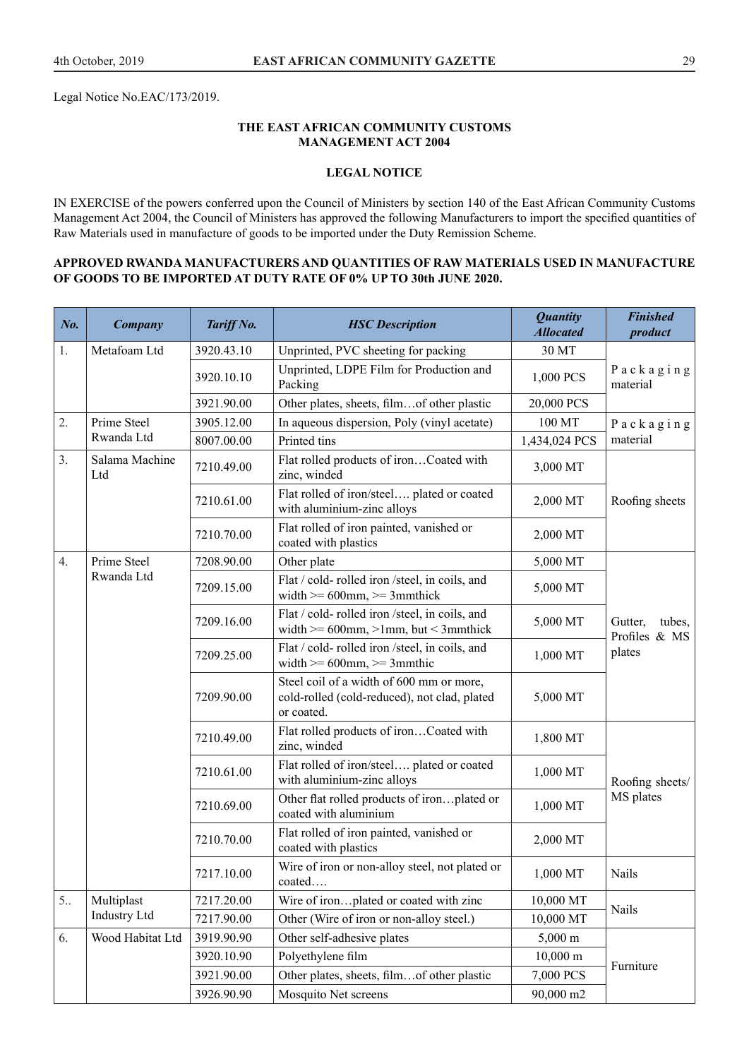Legal Notice No.EAC/173/2019.

**THE EAST AFRICAN COMMUNITY CUSTOMS MANAGEMENT ACT 2004**

**LEGAL NOTICE**

IN EXERCISE of the powers conferred upon the Council of Ministers by section 140 of the East African Community Customs Management Act 2004, the Council of Ministers has approved the following Manufacturers to import the specified quantities of Raw Materials used in manufacture of goods to be imported under the Duty Remission Scheme.

**APPROVED RWANDA MANUFACTURERS AND QUANTITIES OF RAW MATERIALS USED IN MANUFACTURE OF GOODS TO BE IMPORTED AT DUTY RATE OF 0% UP TO 30th JUNE 2020.**

| No. | Company | Tariff No. | HSC Description | Quantity Allocated | Finished product |
|---|---|---|---|---|---|
| 1. | Metafoam Ltd | 3920.43.10 | Unprinted, PVC sheeting for packing | 30 MT | Packaging material |
| | | 3920.10.10 | Unprinted, LDPE Film for Production and Packing | 1,000 PCS | |
| | | 3921.90.00 | Other plates, sheets, film…of other plastic | 20,000 PCS | |
| 2. | Prime Steel Rwanda Ltd | 3905.12.00 | In aqueous dispersion, Poly (vinyl acetate) | 100 MT | Packaging material |
| | | 8007.00.00 | Printed tins | 1,434,024 PCS | |
| 3. | Salama Machine Ltd | 7210.49.00 | Flat rolled products of iron…Coated with zinc, winded | 3,000 MT | Roofing sheets |
| | | 7210.61.00 | Flat rolled of iron/steel…. plated or coated with aluminium-zinc alloys | 2,000 MT | |
| | | 7210.70.00 | Flat rolled of iron painted, vanished or coated with plastics | 2,000 MT | |
| 4. | Prime Steel Rwanda Ltd | 7208.90.00 | Other plate | 5,000 MT | Gutter, tubes, Profiles & MS plates |
| | | 7209.15.00 | Flat / cold- rolled iron /steel, in coils, and width >= 600mm, >= 3mmthick | 5,000 MT | |
| | | 7209.16.00 | Flat / cold- rolled iron /steel, in coils, and width >= 600mm, >1mm, but < 3mmthick | 5,000 MT | |
| | | 7209.25.00 | Flat / cold- rolled iron /steel, in coils, and width >= 600mm, >= 3mmthic | 1,000 MT | |
| | | 7209.90.00 | Steel coil of a width of 600 mm or more, cold-rolled (cold-reduced), not clad, plated or coated. | 5,000 MT | |
| | | 7210.49.00 | Flat rolled products of iron…Coated with zinc, winded | 1,800 MT | Roofing sheets/ MS plates |
| | | 7210.61.00 | Flat rolled of iron/steel…. plated or coated with aluminium-zinc alloys | 1,000 MT | |
| | | 7210.69.00 | Other flat rolled products of iron…plated or coated with aluminium | 1,000 MT | |
| | | 7210.70.00 | Flat rolled of iron painted, vanished or coated with plastics | 2,000 MT | |
| | | 7217.10.00 | Wire of iron or non-alloy steel, not plated or coated…. | 1,000 MT | Nails |
| 5.. | Multiplast Industry Ltd | 7217.20.00 | Wire of iron…plated or coated with zinc | 10,000 MT | Nails |
| | | 7217.90.00 | Other (Wire of iron or non-alloy steel.) | 10,000 MT | |
| 6. | Wood Habitat Ltd | 3919.90.90 | Other self-adhesive plates | 5,000 m | Furniture |
| | | 3920.10.90 | Polyethylene film | 10,000 m | |
| | | 3921.90.00 | Other plates, sheets, film…of other plastic | 7,000 PCS | |
| | | 3926.90.90 | Mosquito Net screens | 90,000 m2 | |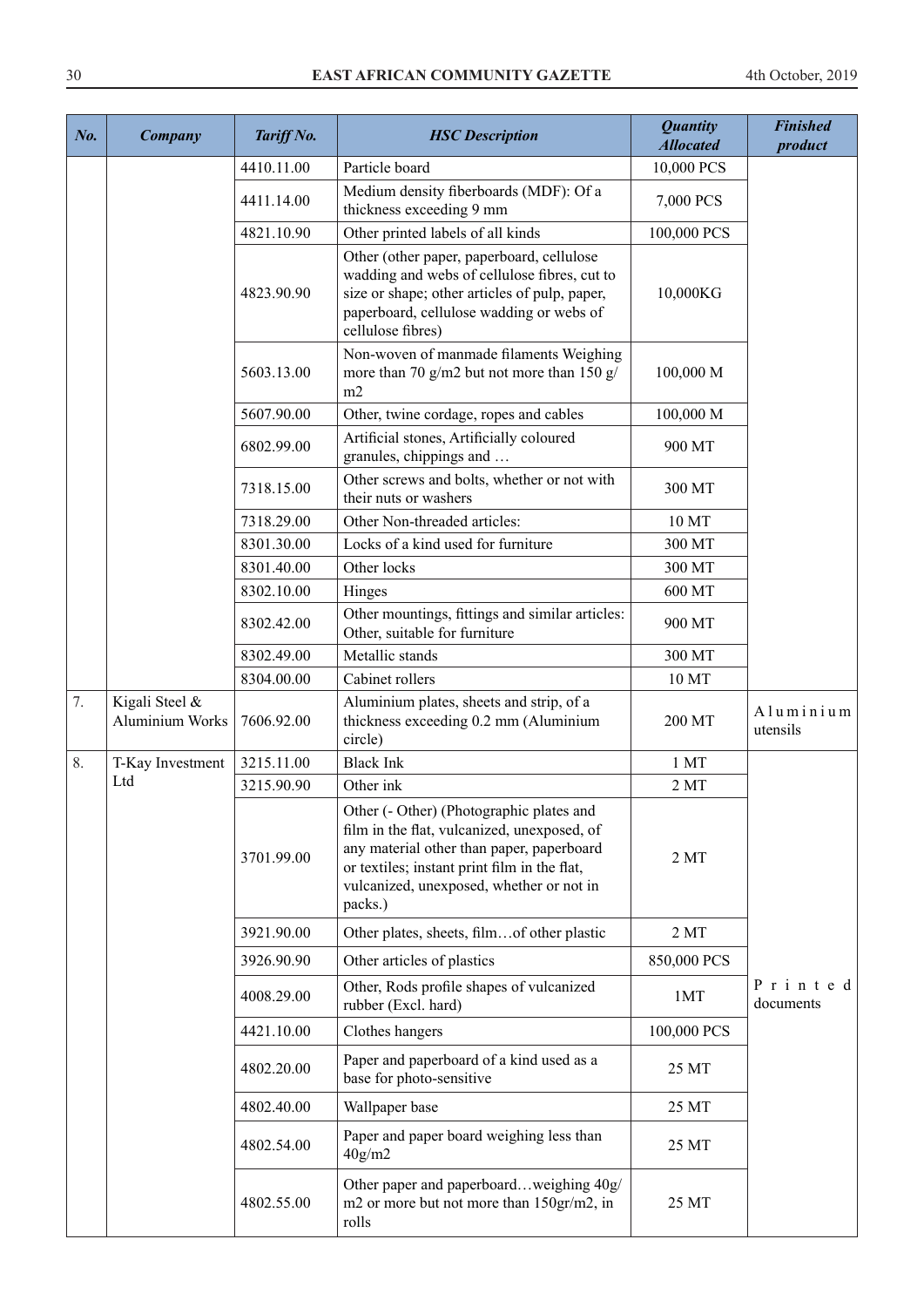| No. | Company | Tariff No. | HSC Description | Quantity Allocated | Finished product |
|---|---|---|---|---|---|
| | | 4410.11.00 | Particle board | 10,000 PCS | |
| | | 4411.14.00 | Medium density fiberboards (MDF): Of a thickness exceeding 9 mm | 7,000 PCS | |
| | | 4821.10.90 | Other printed labels of all kinds | 100,000 PCS | |
| | | 4823.90.90 | Other (other paper, paperboard, cellulose wadding and webs of cellulose fibres, cut to size or shape; other articles of pulp, paper, paperboard, cellulose wadding or webs of cellulose fibres) | 10,000KG | |
| | | 5603.13.00 | Non-woven of manmade filaments Weighing more than 70 g/m2 but not more than 150 g/m2 | 100,000 M | |
| | | 5607.90.00 | Other, twine cordage, ropes and cables | 100,000 M | |
| | | 6802.99.00 | Artificial stones, Artificially coloured granules, chippings and … | 900 MT | |
| | | 7318.15.00 | Other screws and bolts, whether or not with their nuts or washers | 300 MT | |
| | | 7318.29.00 | Other Non-threaded articles: | 10 MT | |
| | | 8301.30.00 | Locks of a kind used for furniture | 300 MT | |
| | | 8301.40.00 | Other locks | 300 MT | |
| | | 8302.10.00 | Hinges | 600 MT | |
| | | 8302.42.00 | Other mountings, fittings and similar articles: Other, suitable for furniture | 900 MT | |
| | | 8302.49.00 | Metallic stands | 300 MT | |
| | | 8304.00.00 | Cabinet rollers | 10 MT | |
| 7. | Kigali Steel & Aluminium Works | 7606.92.00 | Aluminium plates, sheets and strip, of a thickness exceeding 0.2 mm (Aluminium circle) | 200 MT | Aluminium utensils |
| 8. | T-Kay Investment Ltd | 3215.11.00 | Black Ink | 1 MT | Printed documents |
| | | 3215.90.90 | Other ink | 2 MT | |
| | | 3701.99.00 | Other (- Other) (Photographic plates and film in the flat, vulcanized, unexposed, of any material other than paper, paperboard or textiles; instant print film in the flat, vulcanized, unexposed, whether or not in packs.) | 2 MT | |
| | | 3921.90.00 | Other plates, sheets, film…of other plastic | 2 MT | |
| | | 3926.90.90 | Other articles of plastics | 850,000 PCS | |
| | | 4008.29.00 | Other, Rods profile shapes of vulcanized rubber (Excl. hard) | 1MT | |
| | | 4421.10.00 | Clothes hangers | 100,000 PCS | |
| | | 4802.20.00 | Paper and paperboard of a kind used as a base for photo-sensitive | 25 MT | |
| | | 4802.40.00 | Wallpaper base | 25 MT | |
| | | 4802.54.00 | Paper and paper board weighing less than 40g/m2 | 25 MT | |
| | | 4802.55.00 | Other paper and paperboard…weighing 40g/m2 or more but not more than 150gr/m2, in rolls | 25 MT | |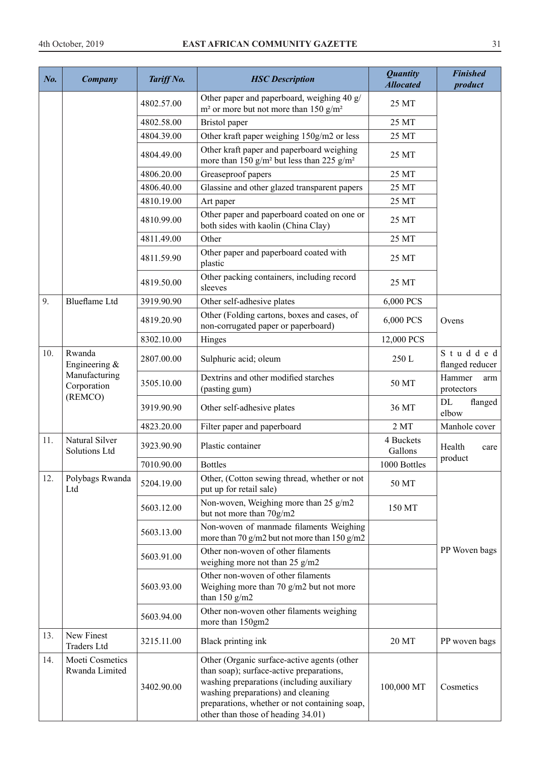| *No.* | *Company* | *Tariff No.* | *HSC Description* | *Quantity Allocated* | *Finished product* |
|---|---|---|---|---|---|
| | | 4802.57.00 | Other paper and paperboard, weighing 40 g/m² or more but not more than 150 g/m² | 25 MT | |
| | | 4802.58.00 | Bristol paper | 25 MT | |
| | | 4804.39.00 | Other kraft paper weighing 150g/m2 or less | 25 MT | |
| | | 4804.49.00 | Other kraft paper and paperboard weighing more than 150 g/m² but less than 225 g/m² | 25 MT | |
| | | 4806.20.00 | Greaseproof papers | 25 MT | |
| | | 4806.40.00 | Glassine and other glazed transparent papers | 25 MT | |
| | | 4810.19.00 | Art paper | 25 MT | |
| | | 4810.99.00 | Other paper and paperboard coated on one or both sides with kaolin (China Clay) | 25 MT | |
| | | 4811.49.00 | Other | 25 MT | |
| | | 4811.59.90 | Other paper and paperboard coated with plastic | 25 MT | |
| | | 4819.50.00 | Other packing containers, including record sleeves | 25 MT | |
| 9. | Blueflame Ltd | 3919.90.90 | Other self-adhesive plates | 6,000 PCS | Ovens |
| | | 4819.20.90 | Other (Folding cartons, boxes and cases, of non-corrugated paper or paperboard) | 6,000 PCS | |
| | | 8302.10.00 | Hinges | 12,000 PCS | |
| 10. | Rwanda Engineering & Manufacturing Corporation (REMCO) | 2807.00.00 | Sulphuric acid; oleum | 250 L | Studded flanged reducer |
| | | 3505.10.00 | Dextrins and other modified starches (pasting gum) | 50 MT | Hammer arm protectors |
| | | 3919.90.90 | Other self-adhesive plates | 36 MT | DL flanged elbow |
| | | 4823.20.00 | Filter paper and paperboard | 2 MT | Manhole cover |
| 11. | Natural Silver Solutions Ltd | 3923.90.90 | Plastic container | 4 Buckets Gallons | Health care product |
| | | 7010.90.00 | Bottles | 1000 Bottles | |
| 12. | Polybags Rwanda Ltd | 5204.19.00 | Other, (Cotton sewing thread, whether or not put up for retail sale) | 50 MT | PP Woven bags |
| | | 5603.12.00 | Non-woven, Weighing more than 25 g/m2 but not more than 70g/m2 | 150 MT | |
| | | 5603.13.00 | Non-woven of manmade filaments Weighing more than 70 g/m2 but not more than 150 g/m2 | | |
| | | 5603.91.00 | Other non-woven of other filaments weighing more not than 25 g/m2 | | |
| | | 5603.93.00 | Other non-woven of other filaments Weighing more than 70 g/m2 but not more than 150 g/m2 | | |
| | | 5603.94.00 | Other non-woven other filaments weighing more than 150gm2 | | |
| 13. | New Finest Traders Ltd | 3215.11.00 | Black printing ink | 20 MT | PP woven bags |
| 14. | Moeti Cosmetics Rwanda Limited | 3402.90.00 | Other (Organic surface-active agents (other than soap); surface-active preparations, washing preparations (including auxiliary washing preparations) and cleaning preparations, whether or not containing soap, other than those of heading 34.01) | 100,000 MT | Cosmetics |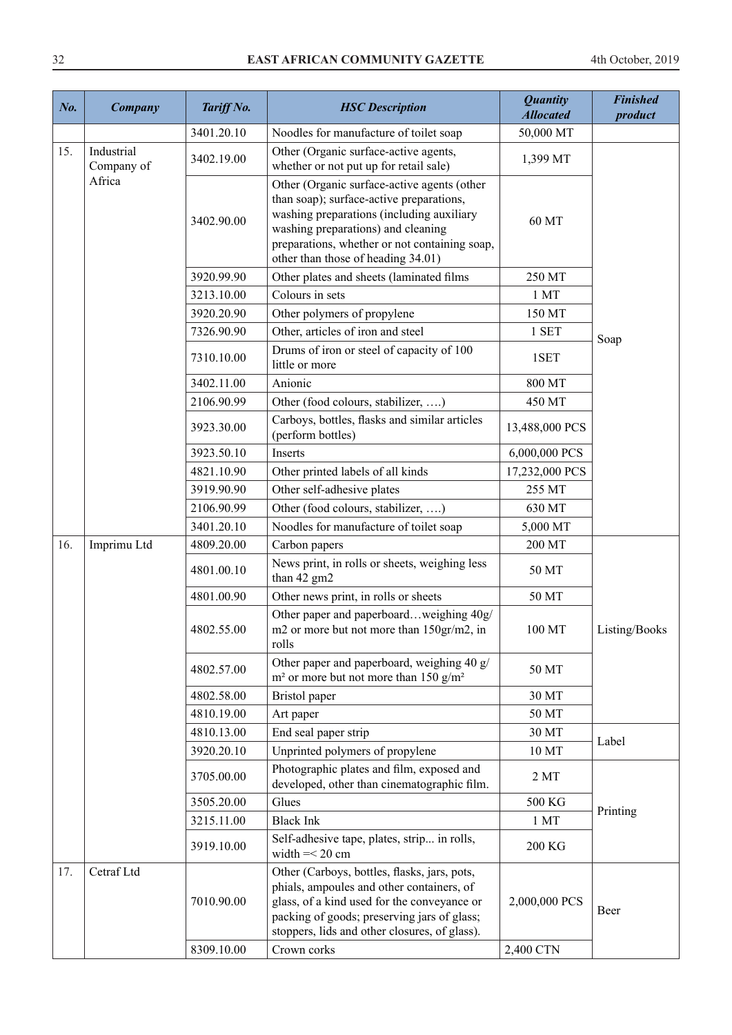| No. | Company | Tariff No. | HSC Description | Quantity Allocated | Finished product |
|---|---|---|---|---|---|
| | | 3401.20.10 | Noodles for manufacture of toilet soap | 50,000 MT | |
| 15. | Industrial Company of Africa | 3402.19.00 | Other (Organic surface-active agents, whether or not put up for retail sale) | 1,399 MT | Soap |
| | | 3402.90.00 | Other (Organic surface-active agents (other than soap); surface-active preparations, washing preparations (including auxiliary washing preparations) and cleaning preparations, whether or not containing soap, other than those of heading 34.01) | 60 MT | |
| | | 3920.99.90 | Other plates and sheets (laminated films | 250 MT | |
| | | 3213.10.00 | Colours in sets | 1 MT | |
| | | 3920.20.90 | Other polymers of propylene | 150 MT | |
| | | 7326.90.90 | Other, articles of iron and steel | 1 SET | |
| | | 7310.10.00 | Drums of iron or steel of capacity of 100 little or more | 1SET | |
| | | 3402.11.00 | Anionic | 800 MT | |
| | | 2106.90.99 | Other (food colours, stabilizer, ….) | 450 MT | |
| | | 3923.30.00 | Carboys, bottles, flasks and similar articles (perform bottles) | 13,488,000 PCS | |
| | | 3923.50.10 | Inserts | 6,000,000 PCS | |
| | | 4821.10.90 | Other printed labels of all kinds | 17,232,000 PCS | |
| | | 3919.90.90 | Other self-adhesive plates | 255 MT | |
| | | 2106.90.99 | Other (food colours, stabilizer, ….) | 630 MT | |
| | | 3401.20.10 | Noodles for manufacture of toilet soap | 5,000 MT | |
| 16. | Imprimu Ltd | 4809.20.00 | Carbon papers | 200 MT | Listing/Books |
| | | 4801.00.10 | News print, in rolls or sheets, weighing less than 42 gm2 | 50 MT | |
| | | 4801.00.90 | Other news print, in rolls or sheets | 50 MT | |
| | | 4802.55.00 | Other paper and paperboard…weighing 40g/m2 or more but not more than 150gr/m2, in rolls | 100 MT | |
| | | 4802.57.00 | Other paper and paperboard, weighing 40 g/m² or more but not more than 150 g/m² | 50 MT | |
| | | 4802.58.00 | Bristol paper | 30 MT | |
| | | 4810.19.00 | Art paper | 50 MT | |
| | | 4810.13.00 | End seal paper strip | 30 MT | Label |
| | | 3920.20.10 | Unprinted polymers of propylene | 10 MT | |
| | | 3705.00.00 | Photographic plates and film, exposed and developed, other than cinematographic film. | 2 MT | Printing |
| | | 3505.20.00 | Glues | 500 KG | |
| | | 3215.11.00 | Black Ink | 1 MT | |
| | | 3919.10.00 | Self-adhesive tape, plates, strip... in rolls, width =< 20 cm | 200 KG | |
| 17. | Cetraf Ltd | 7010.90.00 | Other (Carboys, bottles, flasks, jars, pots, phials, ampoules and other containers, of glass, of a kind used for the conveyance or packing of goods; preserving jars of glass; stoppers, lids and other closures, of glass). | 2,000,000 PCS | Beer |
| | | 8309.10.00 | Crown corks | 2,400 CTN | |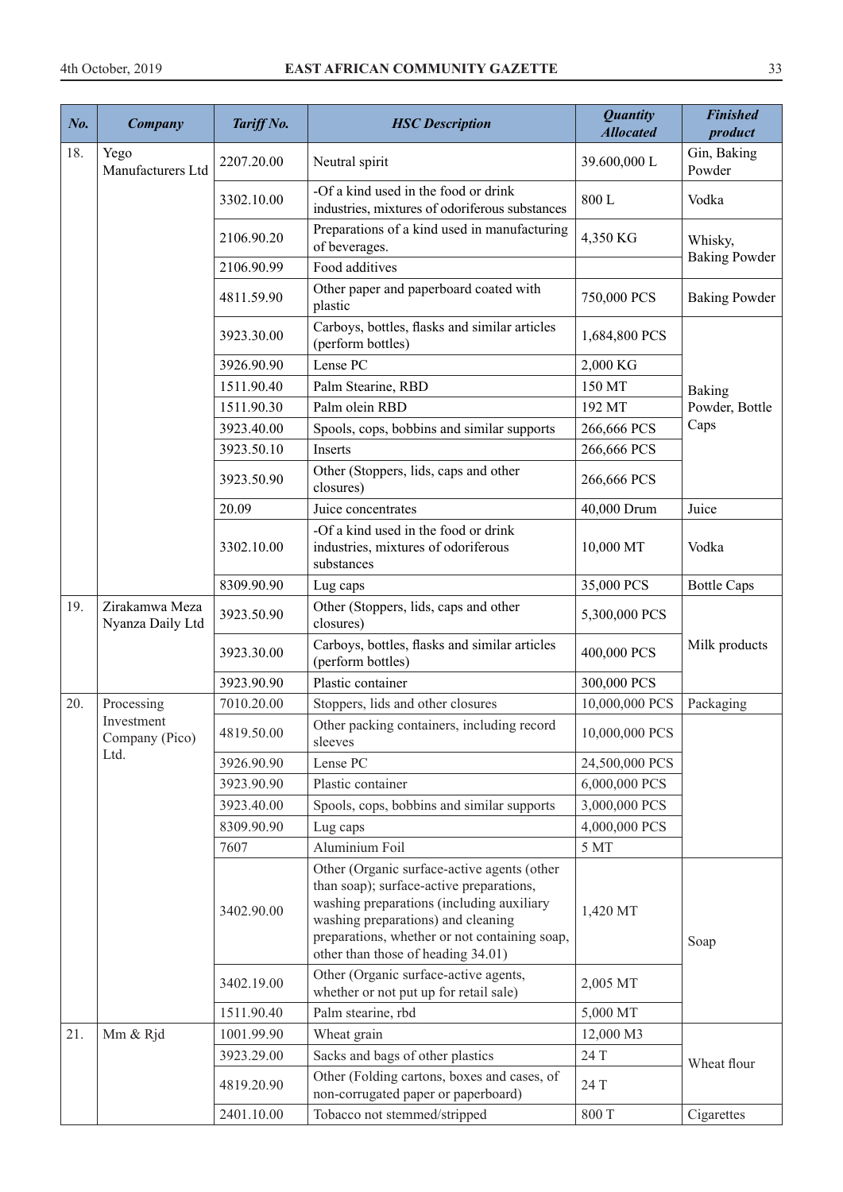| *No.* | *Company* | *Tariff No.* | *HSC Description* | *Quantity Allocated* | *Finished product* |
|---|---|---|---|---|---|
| 18. | Yego Manufacturers Ltd | 2207.20.00 | Neutral spirit | 39.600,000 L | Gin, Baking Powder |
| | | 3302.10.00 | -Of a kind used in the food or drink industries, mixtures of odoriferous substances | 800 L | Vodka |
| | | 2106.90.20 | Preparations of a kind used in manufacturing of beverages. | 4,350 KG | Whisky, Baking Powder |
| | | 2106.90.99 | Food additives | | |
| | | 4811.59.90 | Other paper and paperboard coated with plastic | 750,000 PCS | Baking Powder |
| | | 3923.30.00 | Carboys, bottles, flasks and similar articles (perform bottles) | 1,684,800 PCS | Baking Powder, Bottle Caps |
| | | 3926.90.90 | Lense PC | 2,000 KG | |
| | | 1511.90.40 | Palm Stearine, RBD | 150 MT | |
| | | 1511.90.30 | Palm olein RBD | 192 MT | |
| | | 3923.40.00 | Spools, cops, bobbins and similar supports | 266,666 PCS | |
| | | 3923.50.10 | Inserts | 266,666 PCS | |
| | | 3923.50.90 | Other (Stoppers, lids, caps and other closures) | 266,666 PCS | |
| | | 20.09 | Juice concentrates | 40,000 Drum | Juice |
| | | 3302.10.00 | -Of a kind used in the food or drink industries, mixtures of odoriferous substances | 10,000 MT | Vodka |
| | | 8309.90.90 | Lug caps | 35,000 PCS | Bottle Caps |
| 19. | Zirakamwa Meza Nyanza Daily Ltd | 3923.50.90 | Other (Stoppers, lids, caps and other closures) | 5,300,000 PCS | Milk products |
| | | 3923.30.00 | Carboys, bottles, flasks and similar articles (perform bottles) | 400,000 PCS | |
| | | 3923.90.90 | Plastic container | 300,000 PCS | |
| 20. | Processing Investment Company (Pico) Ltd. | 7010.20.00 | Stoppers, lids and other closures | 10,000,000 PCS | Packaging |
| | | 4819.50.00 | Other packing containers, including record sleeves | 10,000,000 PCS | |
| | | 3926.90.90 | Lense PC | 24,500,000 PCS | |
| | | 3923.90.90 | Plastic container | 6,000,000 PCS | |
| | | 3923.40.00 | Spools, cops, bobbins and similar supports | 3,000,000 PCS | |
| | | 8309.90.90 | Lug caps | 4,000,000 PCS | |
| | | 7607 | Aluminium Foil | 5 MT | |
| | | 3402.90.00 | Other (Organic surface-active agents (other than soap); surface-active preparations, washing preparations (including auxiliary washing preparations) and cleaning preparations, whether or not containing soap, other than those of heading 34.01) | 1,420 MT | Soap |
| | | 3402.19.00 | Other (Organic surface-active agents, whether or not put up for retail sale) | 2,005 MT | |
| | | 1511.90.40 | Palm stearine, rbd | 5,000 MT | |
| 21. | Mm & Rjd | 1001.99.90 | Wheat grain | 12,000 M3 | Wheat flour |
| | | 3923.29.00 | Sacks and bags of other plastics | 24 T | |
| | | 4819.20.90 | Other (Folding cartons, boxes and cases, of non-corrugated paper or paperboard) | 24 T | |
| | | 2401.10.00 | Tobacco not stemmed/stripped | 800 T | Cigarettes |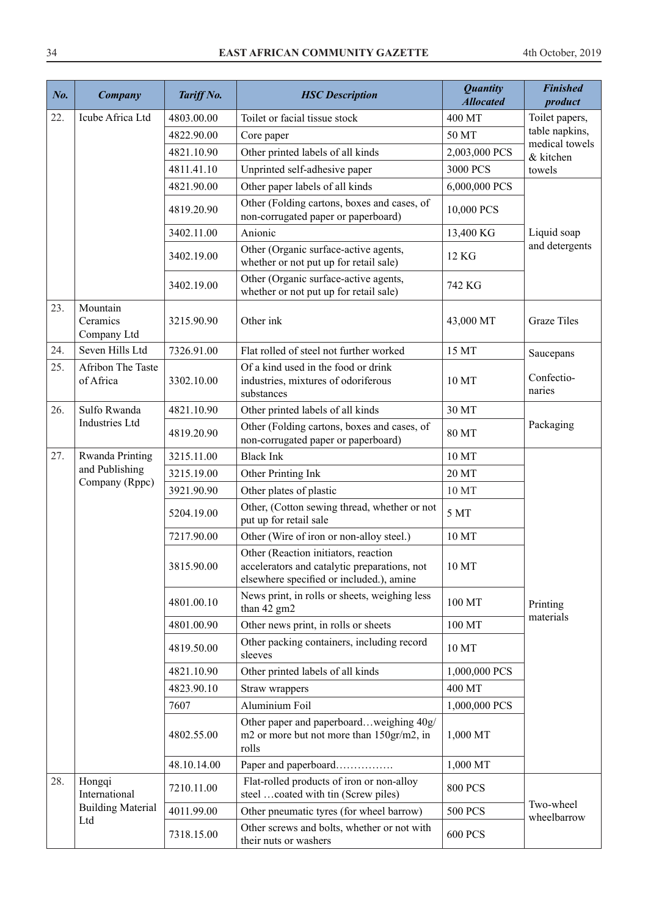| No. | Company | Tariff No. | HSC Description | Quantity Allocated | Finished product |
|---|---|---|---|---|---|
| 22. | Icube Africa Ltd | 4803.00.00 | Toilet or facial tissue stock | 400 MT | Toilet papers, table napkins, medical towels & kitchen towels |
| | | 4822.90.00 | Core paper | 50 MT | |
| | | 4821.10.90 | Other printed labels of all kinds | 2,003,000 PCS | |
| | | 4811.41.10 | Unprinted self-adhesive paper | 3000 PCS | |
| | | 4821.90.00 | Other paper labels of all kinds | 6,000,000 PCS | Liquid soap and detergents |
| | | 4819.20.90 | Other (Folding cartons, boxes and cases, of non-corrugated paper or paperboard) | 10,000 PCS | |
| | | 3402.11.00 | Anionic | 13,400 KG | |
| | | 3402.19.00 | Other (Organic surface-active agents, whether or not put up for retail sale) | 12 KG | |
| | | 3402.19.00 | Other (Organic surface-active agents, whether or not put up for retail sale) | 742 KG | |
| 23. | Mountain Ceramics Company Ltd | 3215.90.90 | Other ink | 43,000 MT | Graze Tiles |
| 24. | Seven Hills Ltd | 7326.91.00 | Flat rolled of steel not further worked | 15 MT | Saucepans |
| 25. | Afribon The Taste of Africa | 3302.10.00 | Of a kind used in the food or drink industries, mixtures of odoriferous substances | 10 MT | Confectio-naries |
| 26. | Sulfo Rwanda Industries Ltd | 4821.10.90 | Other printed labels of all kinds | 30 MT | Packaging |
| | | 4819.20.90 | Other (Folding cartons, boxes and cases, of non-corrugated paper or paperboard) | 80 MT | |
| 27. | Rwanda Printing and Publishing Company (Rppc) | 3215.11.00 | Black Ink | 10 MT | Printing materials |
| | | 3215.19.00 | Other Printing Ink | 20 MT | |
| | | 3921.90.90 | Other plates of plastic | 10 MT | |
| | | 5204.19.00 | Other, (Cotton sewing thread, whether or not put up for retail sale | 5 MT | |
| | | 7217.90.00 | Other (Wire of iron or non-alloy steel.) | 10 MT | |
| | | 3815.90.00 | Other (Reaction initiators, reaction accelerators and catalytic preparations, not elsewhere specified or included.), amine | 10 MT | |
| | | 4801.00.10 | News print, in rolls or sheets, weighing less than 42 gm2 | 100 MT | |
| | | 4801.00.90 | Other news print, in rolls or sheets | 100 MT | |
| | | 4819.50.00 | Other packing containers, including record sleeves | 10 MT | |
| | | 4821.10.90 | Other printed labels of all kinds | 1,000,000 PCS | |
| | | 4823.90.10 | Straw wrappers | 400 MT | |
| | | 7607 | Aluminium Foil | 1,000,000 PCS | |
| | | 4802.55.00 | Other paper and paperboard…weighing 40g/m2 or more but not more than 150gr/m2, in rolls | 1,000 MT | |
| | | 48.10.14.00 | Paper and paperboard……………. | 1,000 MT | |
| 28. | Hongqi International Building Material Ltd | 7210.11.00 | Flat-rolled products of iron or non-alloy steel …coated with tin (Screw piles) | 800 PCS | Two-wheel wheelbarrow |
| | | 4011.99.00 | Other pneumatic tyres (for wheel barrow) | 500 PCS | |
| | | 7318.15.00 | Other screws and bolts, whether or not with their nuts or washers | 600 PCS | |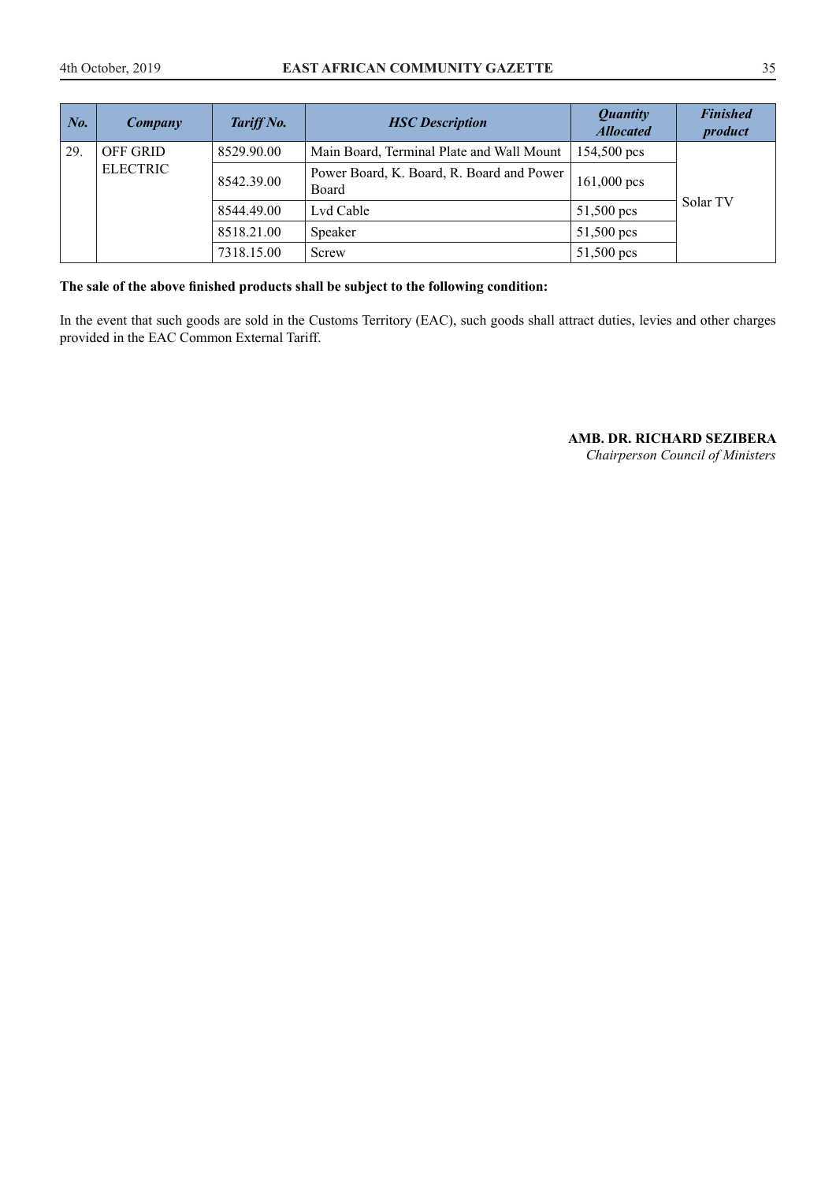| *No.* | *Company* | *Tariff No.* | *HSC Description* | *Quantity Allocated* | *Finished product* |
|---|---|---|---|---|---|
| 29. | OFF GRID ELECTRIC | 8529.90.00 | Main Board, Terminal Plate and Wall Mount | 154,500 pcs | Solar TV |
| | | 8542.39.00 | Power Board, K. Board, R. Board and Power Board | 161,000 pcs | |
| | | 8544.49.00 | Lvd Cable | 51,500 pcs | |
| | | 8518.21.00 | Speaker | 51,500 pcs | |
| | | 7318.15.00 | Screw | 51,500 pcs | |

**The sale of the above finished products shall be subject to the following condition:**

In the event that such goods are sold in the Customs Territory (EAC), such goods shall attract duties, levies and other charges provided in the EAC Common External Tariff.

**AMB. DR. RICHARD SEZIBERA**
*Chairperson Council of Ministers*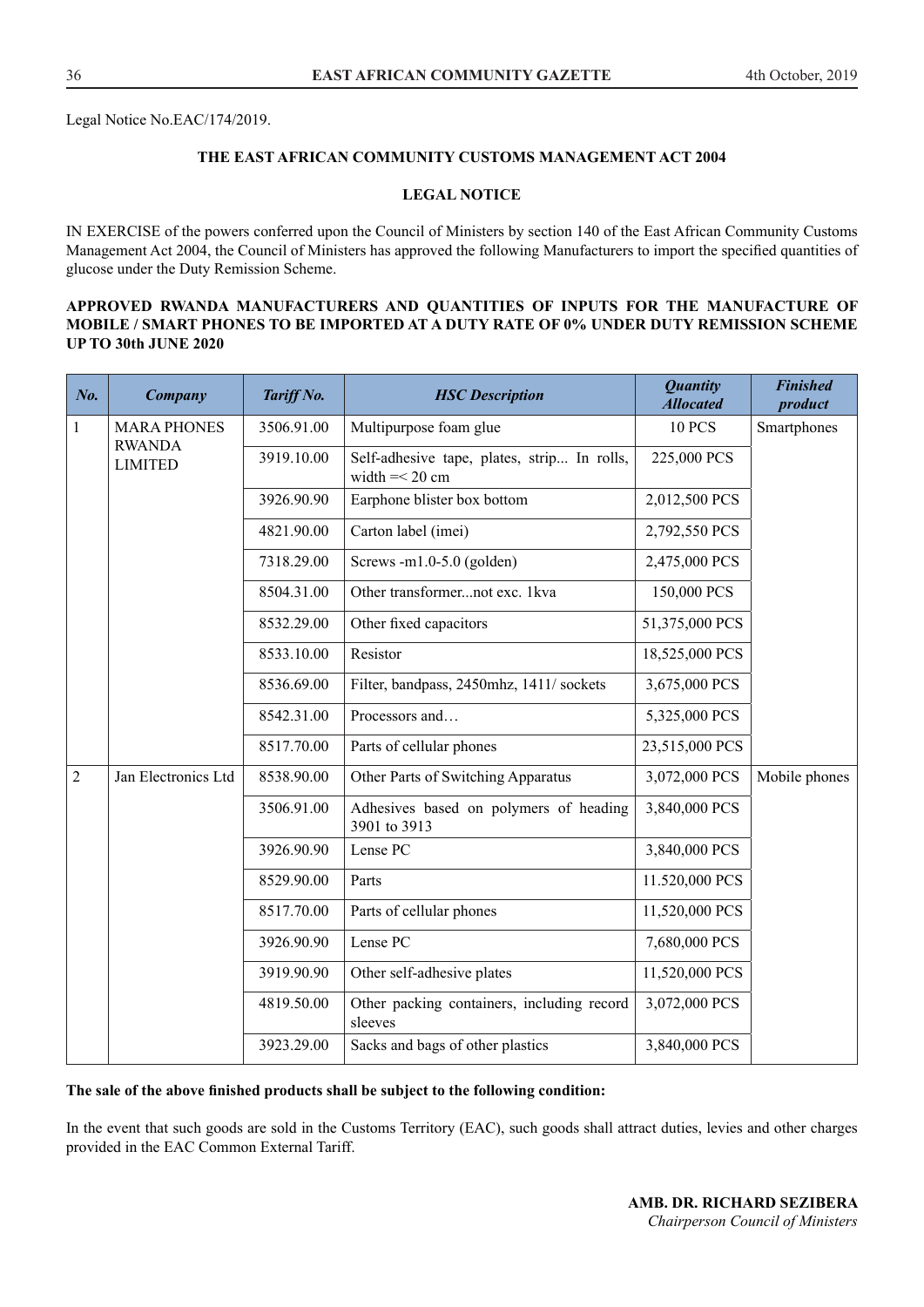Legal Notice No.EAC/174/2019.

## THE EAST AFRICAN COMMUNITY CUSTOMS MANAGEMENT ACT 2004

## LEGAL NOTICE

IN EXERCISE of the powers conferred upon the Council of Ministers by section 140 of the East African Community Customs Management Act 2004, the Council of Ministers has approved the following Manufacturers to import the specified quantities of glucose under the Duty Remission Scheme.

**APPROVED RWANDA MANUFACTURERS AND QUANTITIES OF INPUTS FOR THE MANUFACTURE OF MOBILE / SMART PHONES TO BE IMPORTED AT A DUTY RATE OF 0% UNDER DUTY REMISSION SCHEME UP TO 30th JUNE 2020**

| *No.* | *Company* | *Tariff No.* | *HSC Description* | *Quantity Allocated* | *Finished product* |
|---|---|---|---|---|---|
| 1 | MARA PHONES RWANDA LIMITED | 3506.91.00 | Multipurpose foam glue | 10 PCS | Smartphones |
| | | 3919.10.00 | Self-adhesive tape, plates, strip... In rolls, width =< 20 cm | 225,000 PCS | |
| | | 3926.90.90 | Earphone blister box bottom | 2,012,500 PCS | |
| | | 4821.90.00 | Carton label (imei) | 2,792,550 PCS | |
| | | 7318.29.00 | Screws -m1.0-5.0 (golden) | 2,475,000 PCS | |
| | | 8504.31.00 | Other transformer...not exc. 1kva | 150,000 PCS | |
| | | 8532.29.00 | Other fixed capacitors | 51,375,000 PCS | |
| | | 8533.10.00 | Resistor | 18,525,000 PCS | |
| | | 8536.69.00 | Filter, bandpass, 2450mhz, 1411/ sockets | 3,675,000 PCS | |
| | | 8542.31.00 | Processors and… | 5,325,000 PCS | |
| | | 8517.70.00 | Parts of cellular phones | 23,515,000 PCS | |
| 2 | Jan Electronics Ltd | 8538.90.00 | Other Parts of Switching Apparatus | 3,072,000 PCS | Mobile phones |
| | | 3506.91.00 | Adhesives based on polymers of heading 3901 to 3913 | 3,840,000 PCS | |
| | | 3926.90.90 | Lense PC | 3,840,000 PCS | |
| | | 8529.90.00 | Parts | 11.520,000 PCS | |
| | | 8517.70.00 | Parts of cellular phones | 11,520,000 PCS | |
| | | 3926.90.90 | Lense PC | 7,680,000 PCS | |
| | | 3919.90.90 | Other self-adhesive plates | 11,520,000 PCS | |
| | | 4819.50.00 | Other packing containers, including record sleeves | 3,072,000 PCS | |
| | | 3923.29.00 | Sacks and bags of other plastics | 3,840,000 PCS | |

**The sale of the above finished products shall be subject to the following condition:**

In the event that such goods are sold in the Customs Territory (EAC), such goods shall attract duties, levies and other charges provided in the EAC Common External Tariff.

**AMB. DR. RICHARD SEZIBERA**
*Chairperson Council of Ministers*